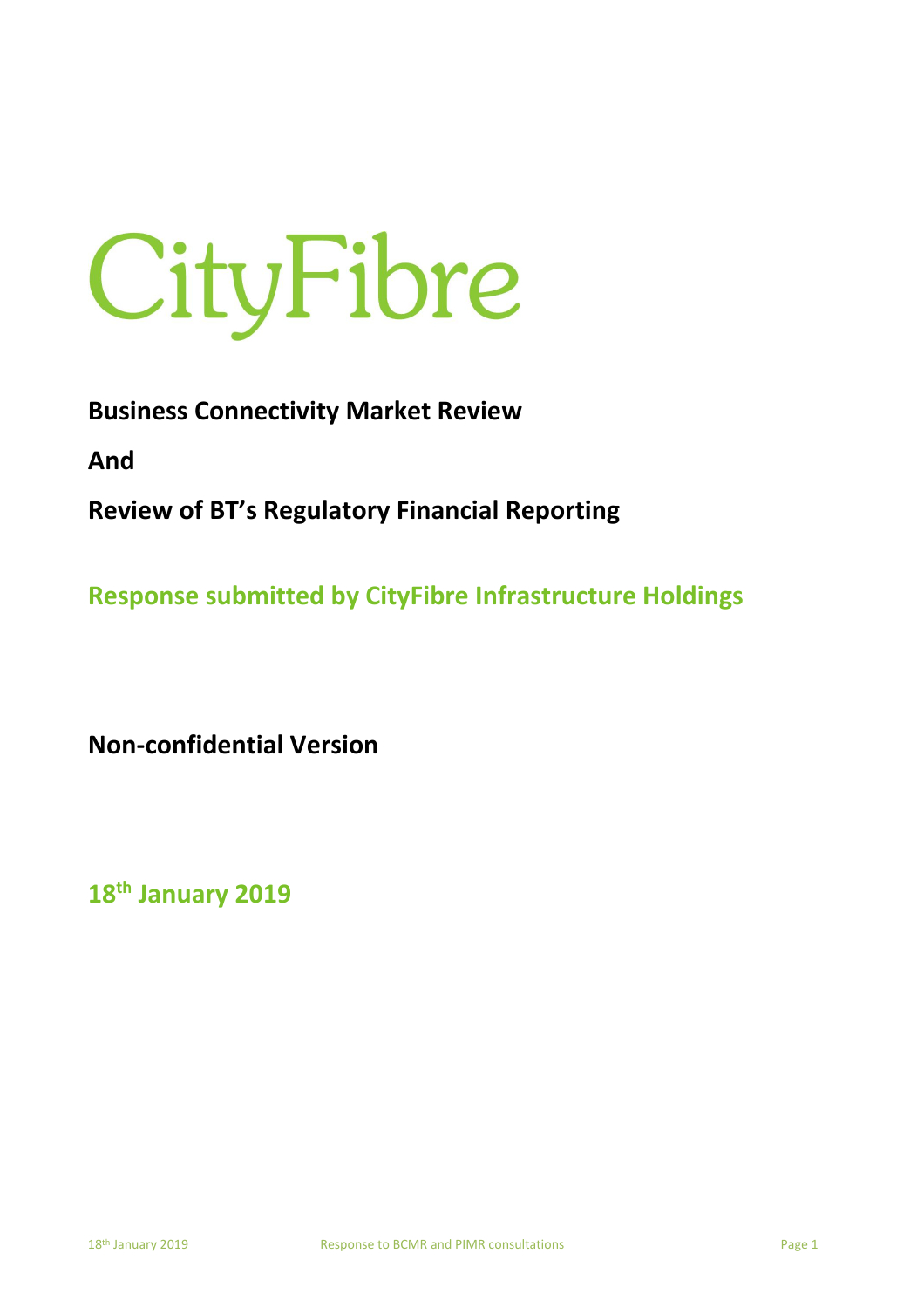# CityFibre

**Business Connectivity Market Review**

**And**

**Review of BT's Regulatory Financial Reporting**

**Response submitted by CityFibre Infrastructure Holdings**

**Non-confidential Version**

**18th January 2019**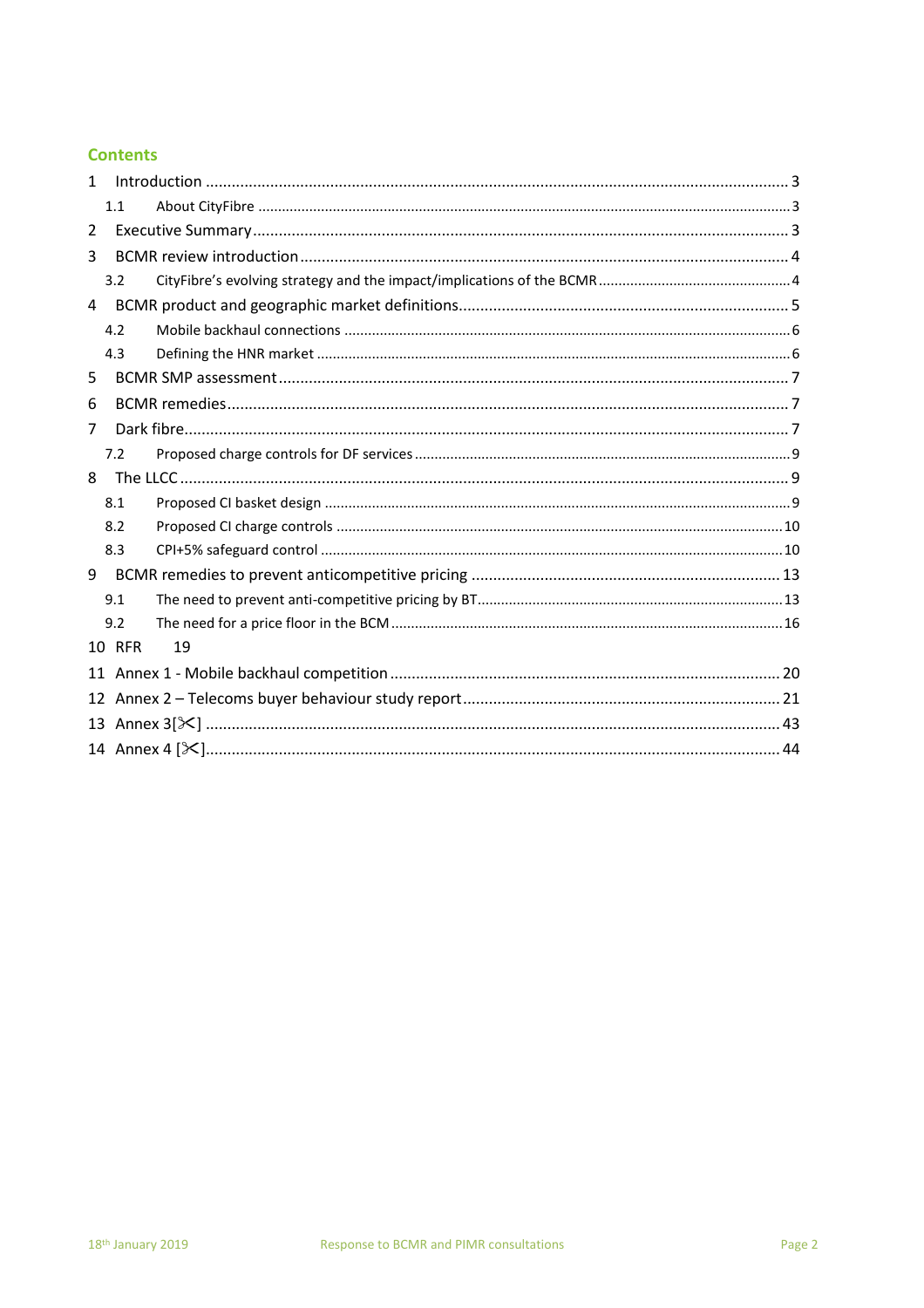## Contents

1 Introduction ........ 3
 1.1 About CityFibre ........ 3
2 Executive Summary ........ 3
3 BCMR review introduction ........ 4
 3.2 CityFibre's evolving strategy and the impact/implications of the BCMR ........ 4
4 BCMR product and geographic market definitions ........ 5
 4.2 Mobile backhaul connections ........ 6
 4.3 Defining the HNR market ........ 6
5 BCMR SMP assessment ........ 7
6 BCMR remedies ........ 7
7 Dark fibre ........ 7
 7.2 Proposed charge controls for DF services ........ 9
8 The LLCC ........ 9
 8.1 Proposed CI basket design ........ 9
 8.2 Proposed CI charge controls ........ 10
 8.3 CPI+5% safeguard control ........ 10
9 BCMR remedies to prevent anticompetitive pricing ........ 13
 9.1 The need to prevent anti-competitive pricing by BT ........ 13
 9.2 The need for a price floor in the BCM ........ 16
10 RFR 19
11 Annex 1 - Mobile backhaul competition ........ 20
12 Annex 2 – Telecoms buyer behaviour study report ........ 21
13 Annex 3[✂] ........ 43
14 Annex 4 [✂] ........ 44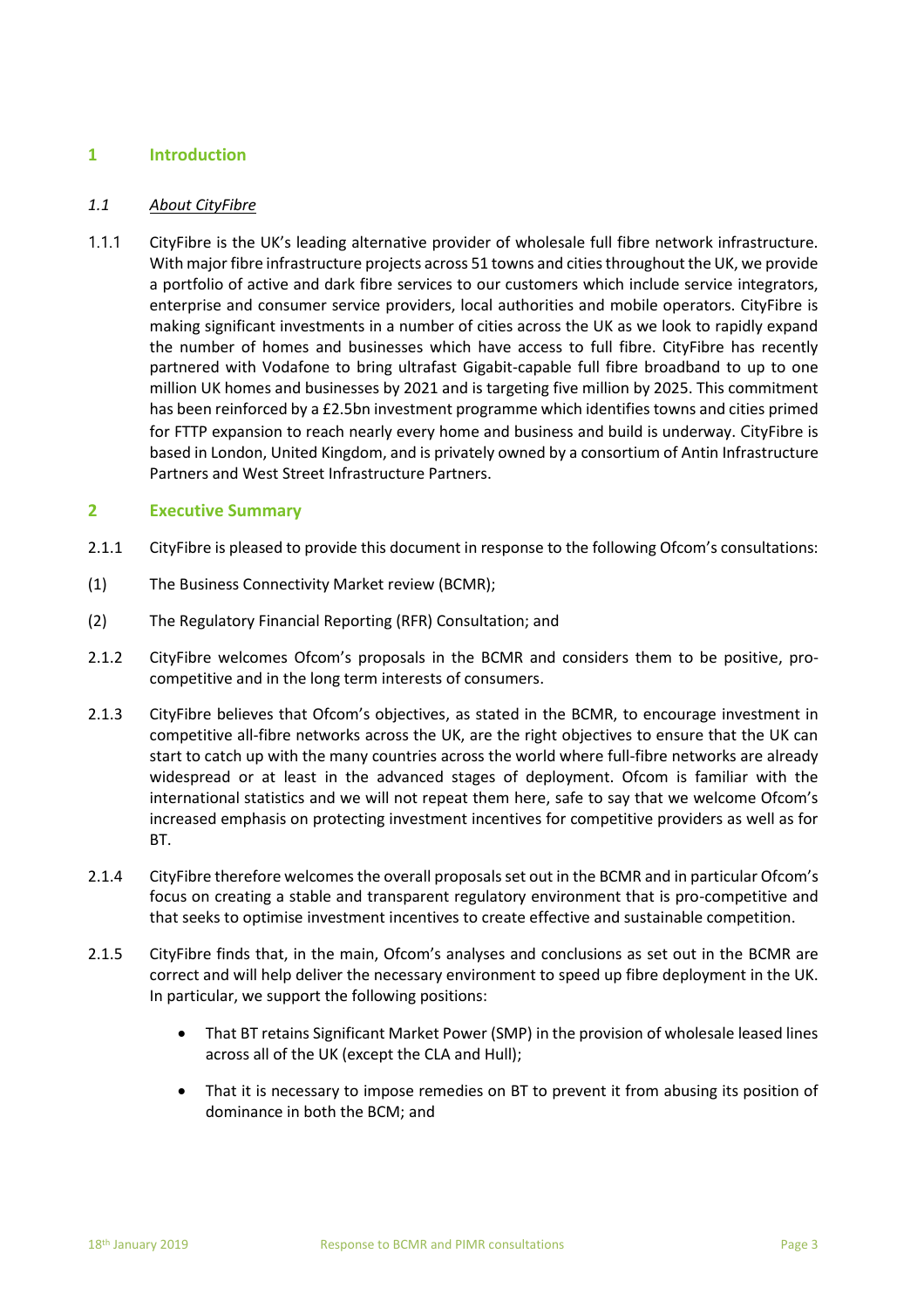## 1 Introduction

### *1.1 About CityFibre*

1.1.1 CityFibre is the UK's leading alternative provider of wholesale full fibre network infrastructure. With major fibre infrastructure projects across 51 towns and cities throughout the UK, we provide a portfolio of active and dark fibre services to our customers which include service integrators, enterprise and consumer service providers, local authorities and mobile operators. CityFibre is making significant investments in a number of cities across the UK as we look to rapidly expand the number of homes and businesses which have access to full fibre. CityFibre has recently partnered with Vodafone to bring ultrafast Gigabit-capable full fibre broadband to up to one million UK homes and businesses by 2021 and is targeting five million by 2025. This commitment has been reinforced by a £2.5bn investment programme which identifies towns and cities primed for FTTP expansion to reach nearly every home and business and build is underway. CityFibre is based in London, United Kingdom, and is privately owned by a consortium of Antin Infrastructure Partners and West Street Infrastructure Partners.

## 2 Executive Summary

2.1.1 CityFibre is pleased to provide this document in response to the following Ofcom's consultations:

(1) The Business Connectivity Market review (BCMR);

(2) The Regulatory Financial Reporting (RFR) Consultation; and

2.1.2 CityFibre welcomes Ofcom's proposals in the BCMR and considers them to be positive, pro-competitive and in the long term interests of consumers.

2.1.3 CityFibre believes that Ofcom's objectives, as stated in the BCMR, to encourage investment in competitive all-fibre networks across the UK, are the right objectives to ensure that the UK can start to catch up with the many countries across the world where full-fibre networks are already widespread or at least in the advanced stages of deployment. Ofcom is familiar with the international statistics and we will not repeat them here, safe to say that we welcome Ofcom's increased emphasis on protecting investment incentives for competitive providers as well as for BT.

2.1.4 CityFibre therefore welcomes the overall proposals set out in the BCMR and in particular Ofcom's focus on creating a stable and transparent regulatory environment that is pro-competitive and that seeks to optimise investment incentives to create effective and sustainable competition.

2.1.5 CityFibre finds that, in the main, Ofcom's analyses and conclusions as set out in the BCMR are correct and will help deliver the necessary environment to speed up fibre deployment in the UK. In particular, we support the following positions:

- That BT retains Significant Market Power (SMP) in the provision of wholesale leased lines across all of the UK (except the CLA and Hull);
- That it is necessary to impose remedies on BT to prevent it from abusing its position of dominance in both the BCM; and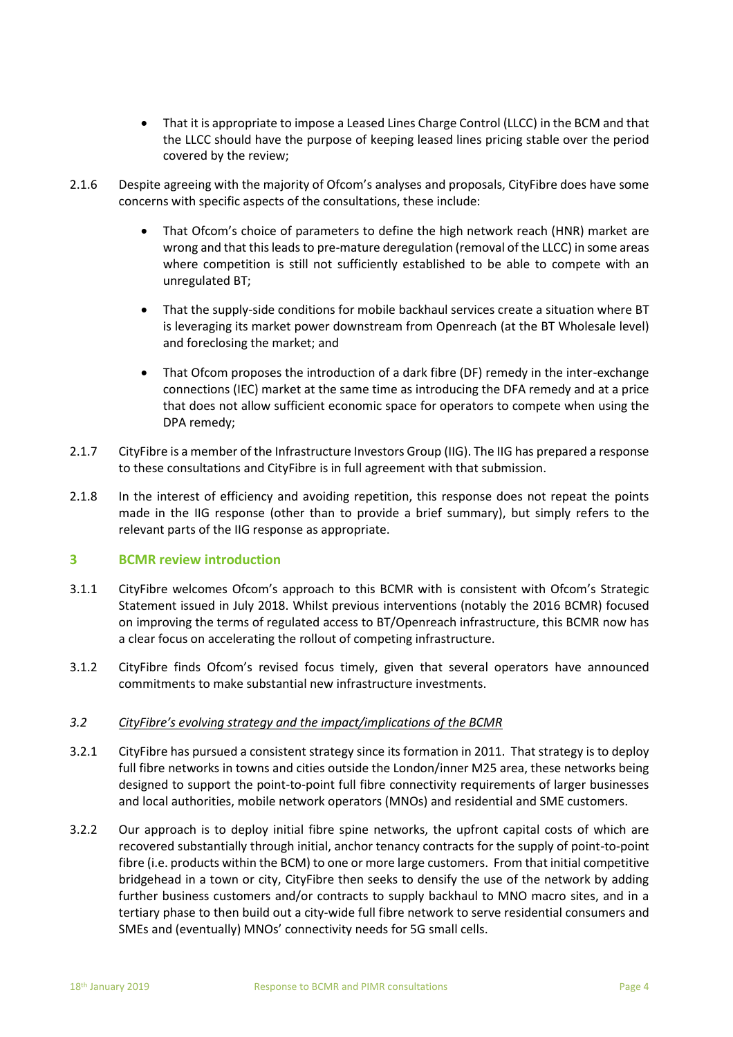- That it is appropriate to impose a Leased Lines Charge Control (LLCC) in the BCM and that the LLCC should have the purpose of keeping leased lines pricing stable over the period covered by the review;

2.1.6 Despite agreeing with the majority of Ofcom's analyses and proposals, CityFibre does have some concerns with specific aspects of the consultations, these include:

- That Ofcom's choice of parameters to define the high network reach (HNR) market are wrong and that this leads to pre-mature deregulation (removal of the LLCC) in some areas where competition is still not sufficiently established to be able to compete with an unregulated BT;
- That the supply-side conditions for mobile backhaul services create a situation where BT is leveraging its market power downstream from Openreach (at the BT Wholesale level) and foreclosing the market; and
- That Ofcom proposes the introduction of a dark fibre (DF) remedy in the inter-exchange connections (IEC) market at the same time as introducing the DFA remedy and at a price that does not allow sufficient economic space for operators to compete when using the DPA remedy;

2.1.7 CityFibre is a member of the Infrastructure Investors Group (IIG). The IIG has prepared a response to these consultations and CityFibre is in full agreement with that submission.

2.1.8 In the interest of efficiency and avoiding repetition, this response does not repeat the points made in the IIG response (other than to provide a brief summary), but simply refers to the relevant parts of the IIG response as appropriate.

## 3 BCMR review introduction

3.1.1 CityFibre welcomes Ofcom's approach to this BCMR with is consistent with Ofcom's Strategic Statement issued in July 2018. Whilst previous interventions (notably the 2016 BCMR) focused on improving the terms of regulated access to BT/Openreach infrastructure, this BCMR now has a clear focus on accelerating the rollout of competing infrastructure.

3.1.2 CityFibre finds Ofcom's revised focus timely, given that several operators have announced commitments to make substantial new infrastructure investments.

### *3.2 CityFibre's evolving strategy and the impact/implications of the BCMR*

3.2.1 CityFibre has pursued a consistent strategy since its formation in 2011. That strategy is to deploy full fibre networks in towns and cities outside the London/inner M25 area, these networks being designed to support the point-to-point full fibre connectivity requirements of larger businesses and local authorities, mobile network operators (MNOs) and residential and SME customers.

3.2.2 Our approach is to deploy initial fibre spine networks, the upfront capital costs of which are recovered substantially through initial, anchor tenancy contracts for the supply of point-to-point fibre (i.e. products within the BCM) to one or more large customers. From that initial competitive bridgehead in a town or city, CityFibre then seeks to densify the use of the network by adding further business customers and/or contracts to supply backhaul to MNO macro sites, and in a tertiary phase to then build out a city-wide full fibre network to serve residential consumers and SMEs and (eventually) MNOs' connectivity needs for 5G small cells.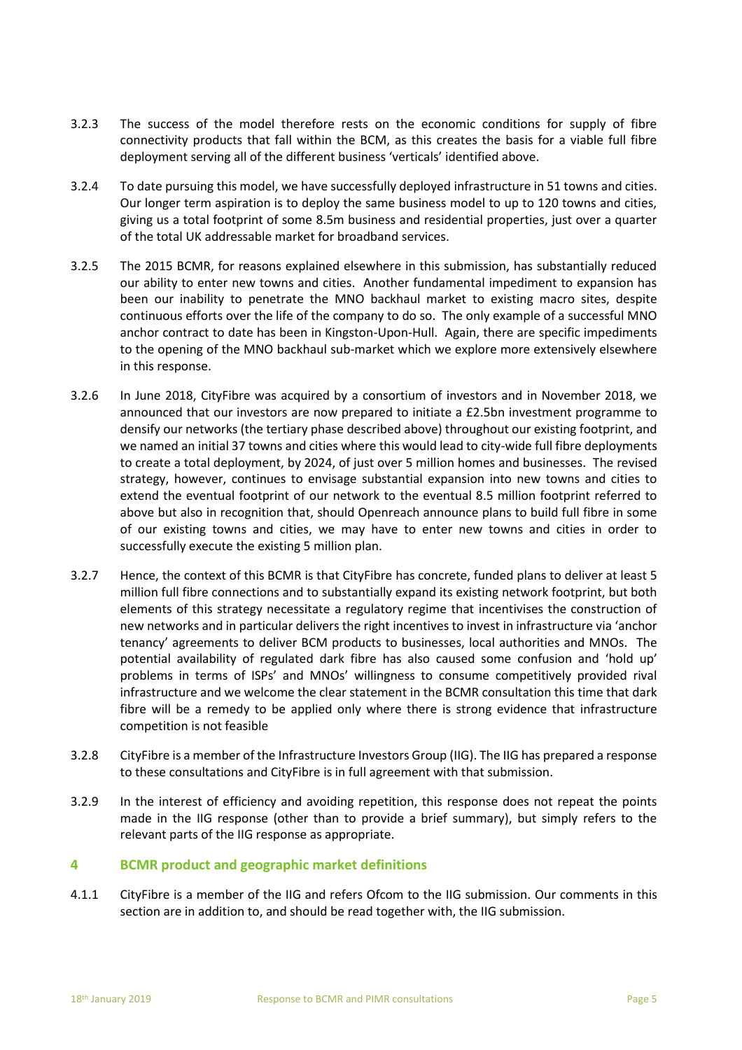3.2.3 The success of the model therefore rests on the economic conditions for supply of fibre connectivity products that fall within the BCM, as this creates the basis for a viable full fibre deployment serving all of the different business 'verticals' identified above.

3.2.4 To date pursuing this model, we have successfully deployed infrastructure in 51 towns and cities. Our longer term aspiration is to deploy the same business model to up to 120 towns and cities, giving us a total footprint of some 8.5m business and residential properties, just over a quarter of the total UK addressable market for broadband services.

3.2.5 The 2015 BCMR, for reasons explained elsewhere in this submission, has substantially reduced our ability to enter new towns and cities. Another fundamental impediment to expansion has been our inability to penetrate the MNO backhaul market to existing macro sites, despite continuous efforts over the life of the company to do so. The only example of a successful MNO anchor contract to date has been in Kingston-Upon-Hull. Again, there are specific impediments to the opening of the MNO backhaul sub-market which we explore more extensively elsewhere in this response.

3.2.6 In June 2018, CityFibre was acquired by a consortium of investors and in November 2018, we announced that our investors are now prepared to initiate a £2.5bn investment programme to densify our networks (the tertiary phase described above) throughout our existing footprint, and we named an initial 37 towns and cities where this would lead to city-wide full fibre deployments to create a total deployment, by 2024, of just over 5 million homes and businesses. The revised strategy, however, continues to envisage substantial expansion into new towns and cities to extend the eventual footprint of our network to the eventual 8.5 million footprint referred to above but also in recognition that, should Openreach announce plans to build full fibre in some of our existing towns and cities, we may have to enter new towns and cities in order to successfully execute the existing 5 million plan.

3.2.7 Hence, the context of this BCMR is that CityFibre has concrete, funded plans to deliver at least 5 million full fibre connections and to substantially expand its existing network footprint, but both elements of this strategy necessitate a regulatory regime that incentivises the construction of new networks and in particular delivers the right incentives to invest in infrastructure via 'anchor tenancy' agreements to deliver BCM products to businesses, local authorities and MNOs. The potential availability of regulated dark fibre has also caused some confusion and 'hold up' problems in terms of ISPs' and MNOs' willingness to consume competitively provided rival infrastructure and we welcome the clear statement in the BCMR consultation this time that dark fibre will be a remedy to be applied only where there is strong evidence that infrastructure competition is not feasible

3.2.8 CityFibre is a member of the Infrastructure Investors Group (IIG). The IIG has prepared a response to these consultations and CityFibre is in full agreement with that submission.

3.2.9 In the interest of efficiency and avoiding repetition, this response does not repeat the points made in the IIG response (other than to provide a brief summary), but simply refers to the relevant parts of the IIG response as appropriate.

## 4 BCMR product and geographic market definitions

4.1.1 CityFibre is a member of the IIG and refers Ofcom to the IIG submission. Our comments in this section are in addition to, and should be read together with, the IIG submission.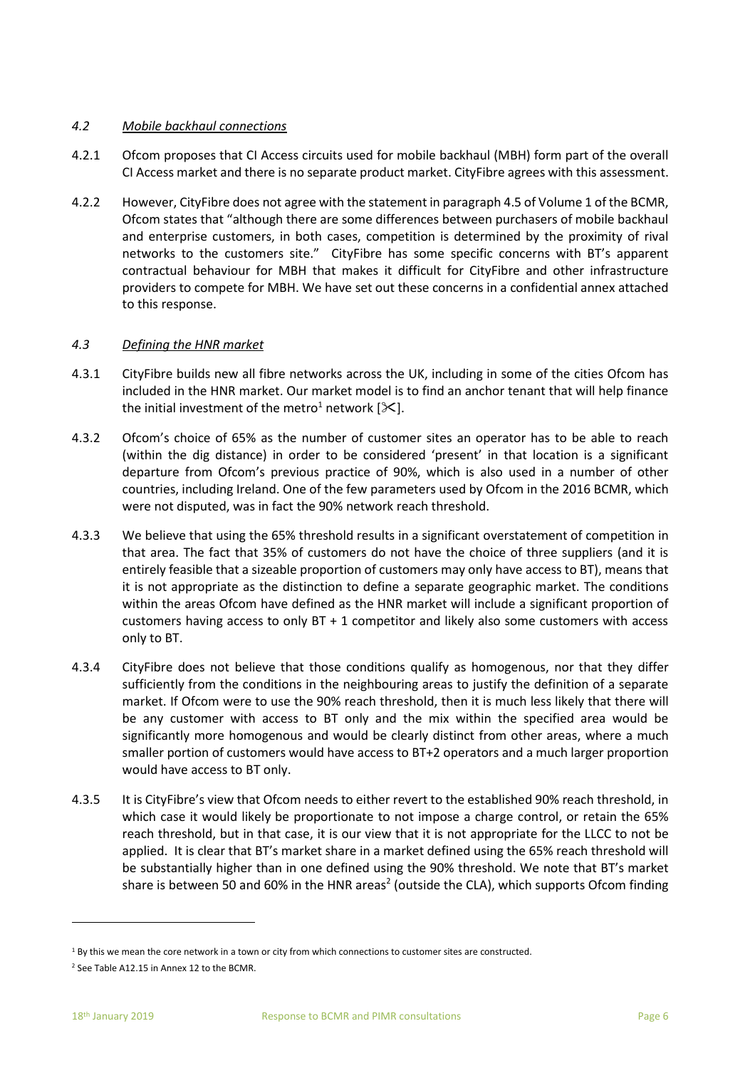### *4.2 Mobile backhaul connections*

4.2.1 Ofcom proposes that CI Access circuits used for mobile backhaul (MBH) form part of the overall CI Access market and there is no separate product market. CityFibre agrees with this assessment.

4.2.2 However, CityFibre does not agree with the statement in paragraph 4.5 of Volume 1 of the BCMR, Ofcom states that "although there are some differences between purchasers of mobile backhaul and enterprise customers, in both cases, competition is determined by the proximity of rival networks to the customers site." CityFibre has some specific concerns with BT's apparent contractual behaviour for MBH that makes it difficult for CityFibre and other infrastructure providers to compete for MBH. We have set out these concerns in a confidential annex attached to this response.

### *4.3 Defining the HNR market*

4.3.1 CityFibre builds new all fibre networks across the UK, including in some of the cities Ofcom has included in the HNR market. Our market model is to find an anchor tenant that will help finance the initial investment of the metro[1] network [✂].

4.3.2 Ofcom's choice of 65% as the number of customer sites an operator has to be able to reach (within the dig distance) in order to be considered 'present' in that location is a significant departure from Ofcom's previous practice of 90%, which is also used in a number of other countries, including Ireland. One of the few parameters used by Ofcom in the 2016 BCMR, which were not disputed, was in fact the 90% network reach threshold.

4.3.3 We believe that using the 65% threshold results in a significant overstatement of competition in that area. The fact that 35% of customers do not have the choice of three suppliers (and it is entirely feasible that a sizeable proportion of customers may only have access to BT), means that it is not appropriate as the distinction to define a separate geographic market. The conditions within the areas Ofcom have defined as the HNR market will include a significant proportion of customers having access to only BT + 1 competitor and likely also some customers with access only to BT.

4.3.4 CityFibre does not believe that those conditions qualify as homogenous, nor that they differ sufficiently from the conditions in the neighbouring areas to justify the definition of a separate market. If Ofcom were to use the 90% reach threshold, then it is much less likely that there will be any customer with access to BT only and the mix within the specified area would be significantly more homogenous and would be clearly distinct from other areas, where a much smaller portion of customers would have access to BT+2 operators and a much larger proportion would have access to BT only.

4.3.5 It is CityFibre's view that Ofcom needs to either revert to the established 90% reach threshold, in which case it would likely be proportionate to not impose a charge control, or retain the 65% reach threshold, but in that case, it is our view that it is not appropriate for the LLCC to not be applied. It is clear that BT's market share in a market defined using the 65% reach threshold will be substantially higher than in one defined using the 90% threshold. We note that BT's market share is between 50 and 60% in the HNR areas[2] (outside the CLA), which supports Ofcom finding

[1] By this we mean the core network in a town or city from which connections to customer sites are constructed.

[2] See Table A12.15 in Annex 12 to the BCMR.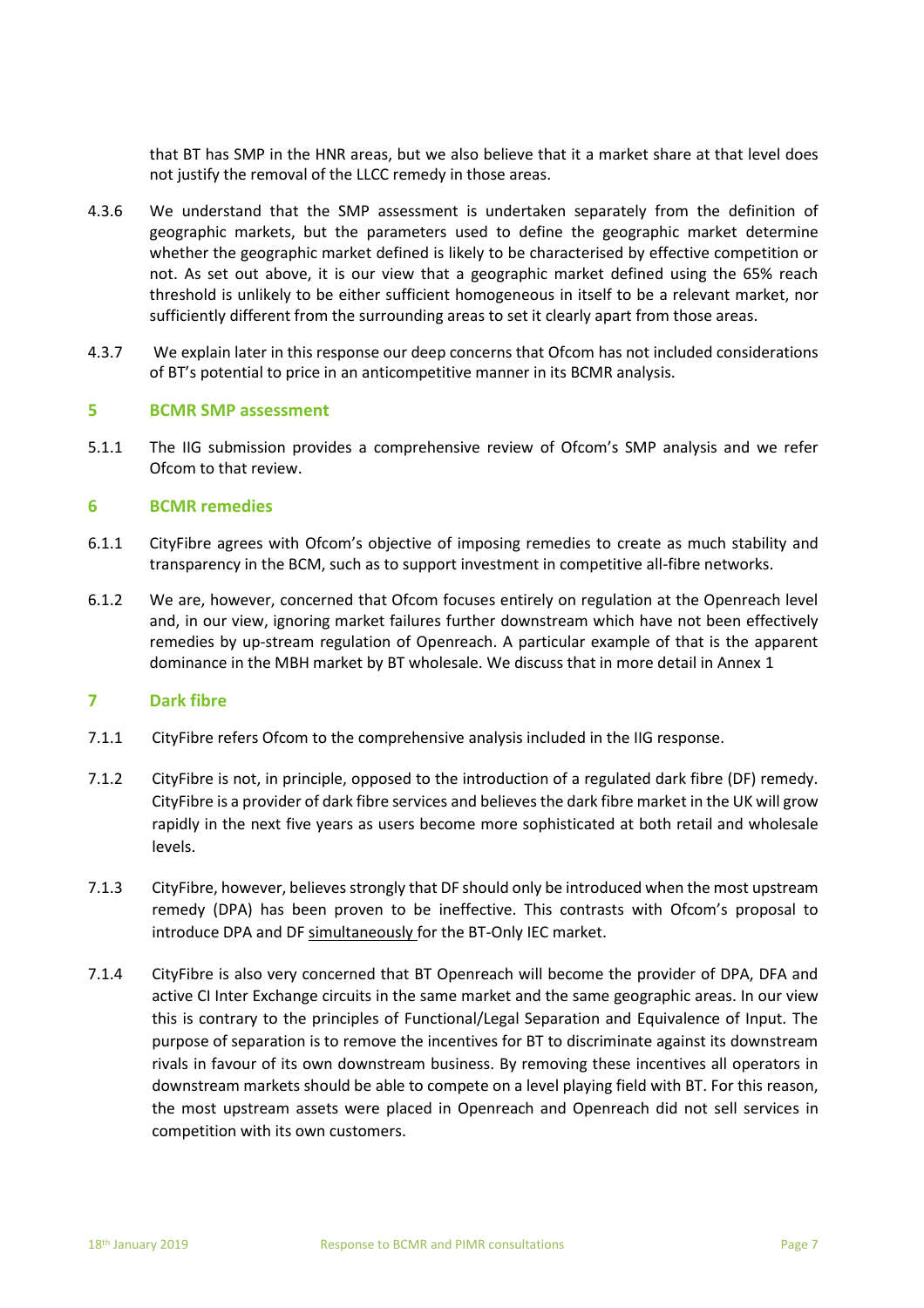that BT has SMP in the HNR areas, but we also believe that it a market share at that level does not justify the removal of the LLCC remedy in those areas.

4.3.6 We understand that the SMP assessment is undertaken separately from the definition of geographic markets, but the parameters used to define the geographic market determine whether the geographic market defined is likely to be characterised by effective competition or not. As set out above, it is our view that a geographic market defined using the 65% reach threshold is unlikely to be either sufficient homogeneous in itself to be a relevant market, nor sufficiently different from the surrounding areas to set it clearly apart from those areas.

4.3.7 We explain later in this response our deep concerns that Ofcom has not included considerations of BT's potential to price in an anticompetitive manner in its BCMR analysis.

## 5 BCMR SMP assessment

5.1.1 The IIG submission provides a comprehensive review of Ofcom's SMP analysis and we refer Ofcom to that review.

## 6 BCMR remedies

6.1.1 CityFibre agrees with Ofcom's objective of imposing remedies to create as much stability and transparency in the BCM, such as to support investment in competitive all-fibre networks.

6.1.2 We are, however, concerned that Ofcom focuses entirely on regulation at the Openreach level and, in our view, ignoring market failures further downstream which have not been effectively remedies by up-stream regulation of Openreach. A particular example of that is the apparent dominance in the MBH market by BT wholesale. We discuss that in more detail in Annex 1

## 7 Dark fibre

7.1.1 CityFibre refers Ofcom to the comprehensive analysis included in the IIG response.

7.1.2 CityFibre is not, in principle, opposed to the introduction of a regulated dark fibre (DF) remedy. CityFibre is a provider of dark fibre services and believes the dark fibre market in the UK will grow rapidly in the next five years as users become more sophisticated at both retail and wholesale levels.

7.1.3 CityFibre, however, believes strongly that DF should only be introduced when the most upstream remedy (DPA) has been proven to be ineffective. This contrasts with Ofcom's proposal to introduce DPA and DF simultaneously for the BT-Only IEC market.

7.1.4 CityFibre is also very concerned that BT Openreach will become the provider of DPA, DFA and active CI Inter Exchange circuits in the same market and the same geographic areas. In our view this is contrary to the principles of Functional/Legal Separation and Equivalence of Input. The purpose of separation is to remove the incentives for BT to discriminate against its downstream rivals in favour of its own downstream business. By removing these incentives all operators in downstream markets should be able to compete on a level playing field with BT. For this reason, the most upstream assets were placed in Openreach and Openreach did not sell services in competition with its own customers.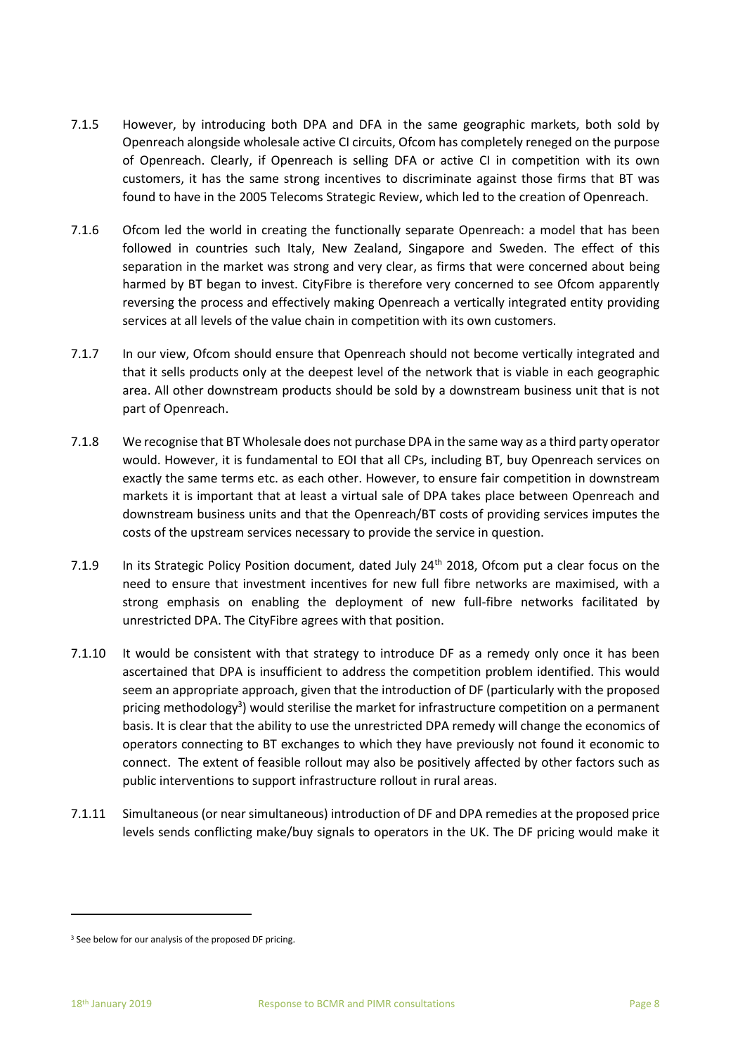7.1.5 However, by introducing both DPA and DFA in the same geographic markets, both sold by Openreach alongside wholesale active CI circuits, Ofcom has completely reneged on the purpose of Openreach. Clearly, if Openreach is selling DFA or active CI in competition with its own customers, it has the same strong incentives to discriminate against those firms that BT was found to have in the 2005 Telecoms Strategic Review, which led to the creation of Openreach.

7.1.6 Ofcom led the world in creating the functionally separate Openreach: a model that has been followed in countries such Italy, New Zealand, Singapore and Sweden. The effect of this separation in the market was strong and very clear, as firms that were concerned about being harmed by BT began to invest. CityFibre is therefore very concerned to see Ofcom apparently reversing the process and effectively making Openreach a vertically integrated entity providing services at all levels of the value chain in competition with its own customers.

7.1.7 In our view, Ofcom should ensure that Openreach should not become vertically integrated and that it sells products only at the deepest level of the network that is viable in each geographic area. All other downstream products should be sold by a downstream business unit that is not part of Openreach.

7.1.8 We recognise that BT Wholesale does not purchase DPA in the same way as a third party operator would. However, it is fundamental to EOI that all CPs, including BT, buy Openreach services on exactly the same terms etc. as each other. However, to ensure fair competition in downstream markets it is important that at least a virtual sale of DPA takes place between Openreach and downstream business units and that the Openreach/BT costs of providing services imputes the costs of the upstream services necessary to provide the service in question.

7.1.9 In its Strategic Policy Position document, dated July 24th 2018, Ofcom put a clear focus on the need to ensure that investment incentives for new full fibre networks are maximised, with a strong emphasis on enabling the deployment of new full-fibre networks facilitated by unrestricted DPA. The CityFibre agrees with that position.

7.1.10 It would be consistent with that strategy to introduce DF as a remedy only once it has been ascertained that DPA is insufficient to address the competition problem identified. This would seem an appropriate approach, given that the introduction of DF (particularly with the proposed pricing methodology[3]) would sterilise the market for infrastructure competition on a permanent basis. It is clear that the ability to use the unrestricted DPA remedy will change the economics of operators connecting to BT exchanges to which they have previously not found it economic to connect. The extent of feasible rollout may also be positively affected by other factors such as public interventions to support infrastructure rollout in rural areas.

7.1.11 Simultaneous (or near simultaneous) introduction of DF and DPA remedies at the proposed price levels sends conflicting make/buy signals to operators in the UK. The DF pricing would make it

[3] See below for our analysis of the proposed DF pricing.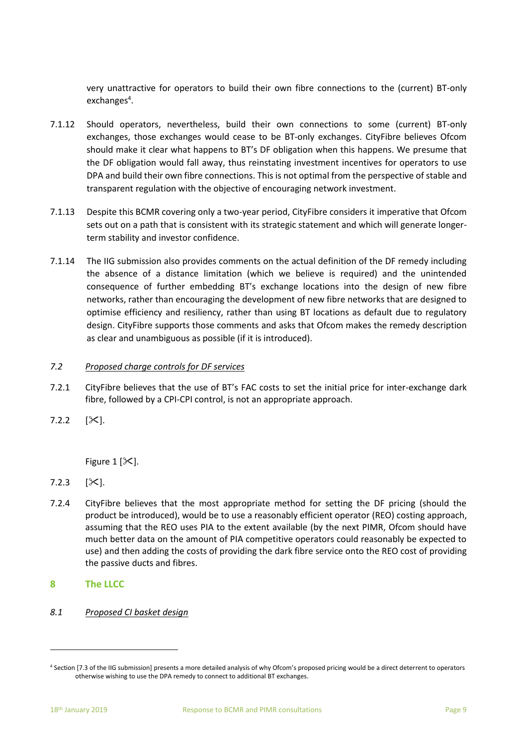very unattractive for operators to build their own fibre connections to the (current) BT-only exchanges[4].

7.1.12 Should operators, nevertheless, build their own connections to some (current) BT-only exchanges, those exchanges would cease to be BT-only exchanges. CityFibre believes Ofcom should make it clear what happens to BT's DF obligation when this happens. We presume that the DF obligation would fall away, thus reinstating investment incentives for operators to use DPA and build their own fibre connections. This is not optimal from the perspective of stable and transparent regulation with the objective of encouraging network investment.

7.1.13 Despite this BCMR covering only a two-year period, CityFibre considers it imperative that Ofcom sets out on a path that is consistent with its strategic statement and which will generate longer-term stability and investor confidence.

7.1.14 The IIG submission also provides comments on the actual definition of the DF remedy including the absence of a distance limitation (which we believe is required) and the unintended consequence of further embedding BT's exchange locations into the design of new fibre networks, rather than encouraging the development of new fibre networks that are designed to optimise efficiency and resiliency, rather than using BT locations as default due to regulatory design. CityFibre supports those comments and asks that Ofcom makes the remedy description as clear and unambiguous as possible (if it is introduced).

### *7.2 Proposed charge controls for DF services*

7.2.1 CityFibre believes that the use of BT's FAC costs to set the initial price for inter-exchange dark fibre, followed by a CPI-CPI control, is not an appropriate approach.

7.2.2 [✂].

Figure 1 [✂].

7.2.3 [✂].

7.2.4 CityFibre believes that the most appropriate method for setting the DF pricing (should the product be introduced), would be to use a reasonably efficient operator (REO) costing approach, assuming that the REO uses PIA to the extent available (by the next PIMR, Ofcom should have much better data on the amount of PIA competitive operators could reasonably be expected to use) and then adding the costs of providing the dark fibre service onto the REO cost of providing the passive ducts and fibres.

## 8 The LLCC

### *8.1 Proposed CI basket design*

---

[4] Section [7.3 of the IIG submission] presents a more detailed analysis of why Ofcom's proposed pricing would be a direct deterrent to operators otherwise wishing to use the DPA remedy to connect to additional BT exchanges.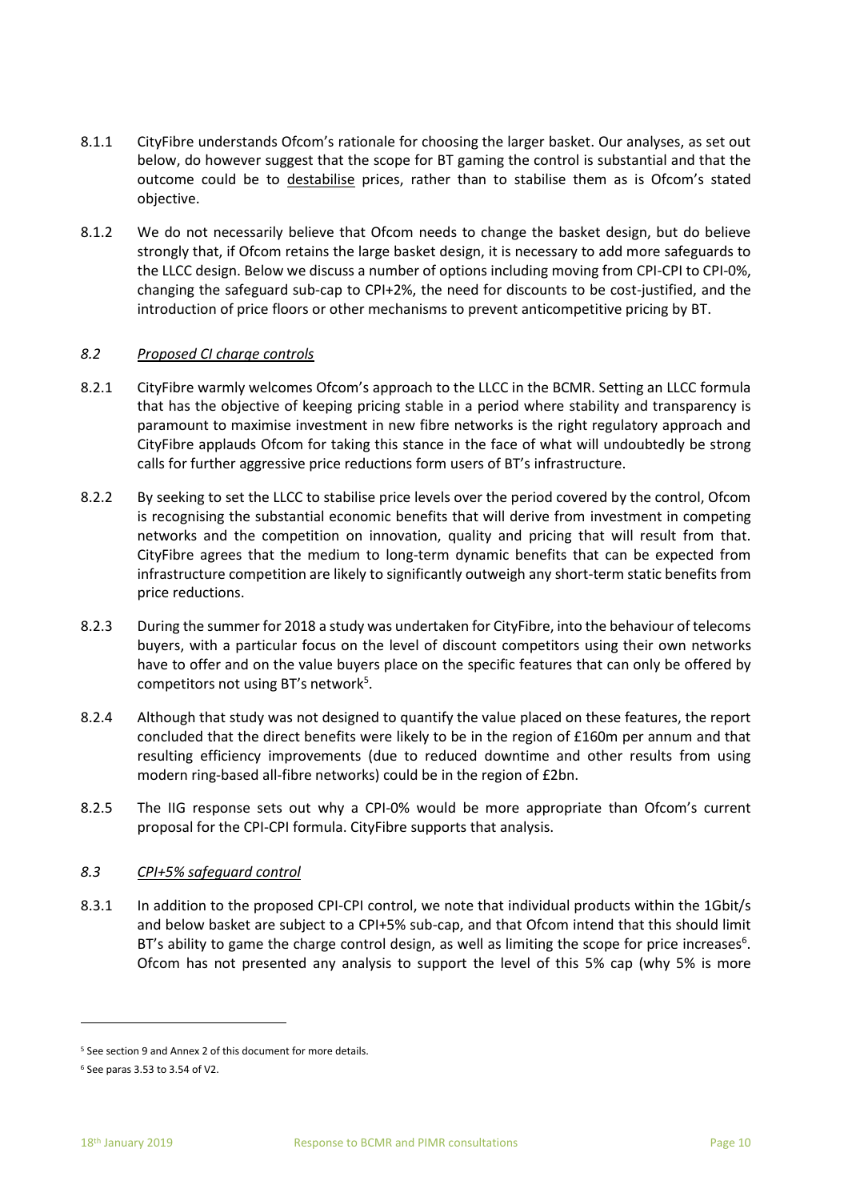8.1.1 CityFibre understands Ofcom's rationale for choosing the larger basket. Our analyses, as set out below, do however suggest that the scope for BT gaming the control is substantial and that the outcome could be to destabilise prices, rather than to stabilise them as is Ofcom's stated objective.

8.1.2 We do not necessarily believe that Ofcom needs to change the basket design, but do believe strongly that, if Ofcom retains the large basket design, it is necessary to add more safeguards to the LLCC design. Below we discuss a number of options including moving from CPI-CPI to CPI-0%, changing the safeguard sub-cap to CPI+2%, the need for discounts to be cost-justified, and the introduction of price floors or other mechanisms to prevent anticompetitive pricing by BT.

### *8.2 Proposed CI charge controls*

8.2.1 CityFibre warmly welcomes Ofcom's approach to the LLCC in the BCMR. Setting an LLCC formula that has the objective of keeping pricing stable in a period where stability and transparency is paramount to maximise investment in new fibre networks is the right regulatory approach and CityFibre applauds Ofcom for taking this stance in the face of what will undoubtedly be strong calls for further aggressive price reductions form users of BT's infrastructure.

8.2.2 By seeking to set the LLCC to stabilise price levels over the period covered by the control, Ofcom is recognising the substantial economic benefits that will derive from investment in competing networks and the competition on innovation, quality and pricing that will result from that. CityFibre agrees that the medium to long-term dynamic benefits that can be expected from infrastructure competition are likely to significantly outweigh any short-term static benefits from price reductions.

8.2.3 During the summer for 2018 a study was undertaken for CityFibre, into the behaviour of telecoms buyers, with a particular focus on the level of discount competitors using their own networks have to offer and on the value buyers place on the specific features that can only be offered by competitors not using BT's network[5].

8.2.4 Although that study was not designed to quantify the value placed on these features, the report concluded that the direct benefits were likely to be in the region of £160m per annum and that resulting efficiency improvements (due to reduced downtime and other results from using modern ring-based all-fibre networks) could be in the region of £2bn.

8.2.5 The IIG response sets out why a CPI-0% would be more appropriate than Ofcom's current proposal for the CPI-CPI formula. CityFibre supports that analysis.

### *8.3 CPI+5% safeguard control*

8.3.1 In addition to the proposed CPI-CPI control, we note that individual products within the 1Gbit/s and below basket are subject to a CPI+5% sub-cap, and that Ofcom intend that this should limit BT's ability to game the charge control design, as well as limiting the scope for price increases[6]. Ofcom has not presented any analysis to support the level of this 5% cap (why 5% is more

---

[5] See section 9 and Annex 2 of this document for more details.

[6] See paras 3.53 to 3.54 of V2.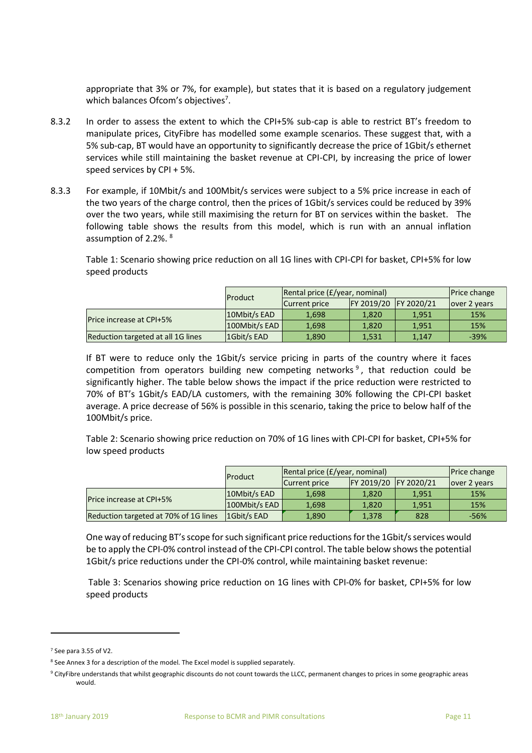appropriate that 3% or 7%, for example), but states that it is based on a regulatory judgement which balances Ofcom's objectives[7].

8.3.2 In order to assess the extent to which the CPI+5% sub-cap is able to restrict BT's freedom to manipulate prices, CityFibre has modelled some example scenarios. These suggest that, with a 5% sub-cap, BT would have an opportunity to significantly decrease the price of 1Gbit/s ethernet services while still maintaining the basket revenue at CPI-CPI, by increasing the price of lower speed services by CPI + 5%.

8.3.3 For example, if 10Mbit/s and 100Mbit/s services were subject to a 5% price increase in each of the two years of the charge control, then the prices of 1Gbit/s services could be reduced by 39% over the two years, while still maximising the return for BT on services within the basket. The following table shows the results from this model, which is run with an annual inflation assumption of 2.2%. [8]

Table 1: Scenario showing price reduction on all 1G lines with CPI-CPI for basket, CPI+5% for low speed products

| | Product | Rental price (£/year, nominal) | | | Price change |
|---|---|---|---|---|---|
| | | Current price | FY 2019/20 | FY 2020/21 | over 2 years |
| Price increase at CPI+5% | 10Mbit/s EAD | 1,698 | 1,820 | 1,951 | 15% |
| | 100Mbit/s EAD | 1,698 | 1,820 | 1,951 | 15% |
| Reduction targeted at all 1G lines | 1Gbit/s EAD | 1,890 | 1,531 | 1,147 | -39% |

If BT were to reduce only the 1Gbit/s service pricing in parts of the country where it faces competition from operators building new competing networks[9], that reduction could be significantly higher. The table below shows the impact if the price reduction were restricted to 70% of BT's 1Gbit/s EAD/LA customers, with the remaining 30% following the CPI-CPI basket average. A price decrease of 56% is possible in this scenario, taking the price to below half of the 100Mbit/s price.

Table 2: Scenario showing price reduction on 70% of 1G lines with CPI-CPI for basket, CPI+5% for low speed products

| | Product | Rental price (£/year, nominal) | | | Price change |
|---|---|---|---|---|---|
| | | Current price | FY 2019/20 | FY 2020/21 | over 2 years |
| Price increase at CPI+5% | 10Mbit/s EAD | 1,698 | 1,820 | 1,951 | 15% |
| | 100Mbit/s EAD | 1,698 | 1,820 | 1,951 | 15% |
| Reduction targeted at 70% of 1G lines | 1Gbit/s EAD | 1,890 | 1,378 | 828 | -56% |

One way of reducing BT's scope for such significant price reductions for the 1Gbit/s services would be to apply the CPI-0% control instead of the CPI-CPI control. The table below shows the potential 1Gbit/s price reductions under the CPI-0% control, while maintaining basket revenue:

Table 3: Scenarios showing price reduction on 1G lines with CPI-0% for basket, CPI+5% for low speed products

---

[7] See para 3.55 of V2.

[8] See Annex 3 for a description of the model. The Excel model is supplied separately.

[9] CityFibre understands that whilst geographic discounts do not count towards the LLCC, permanent changes to prices in some geographic areas would.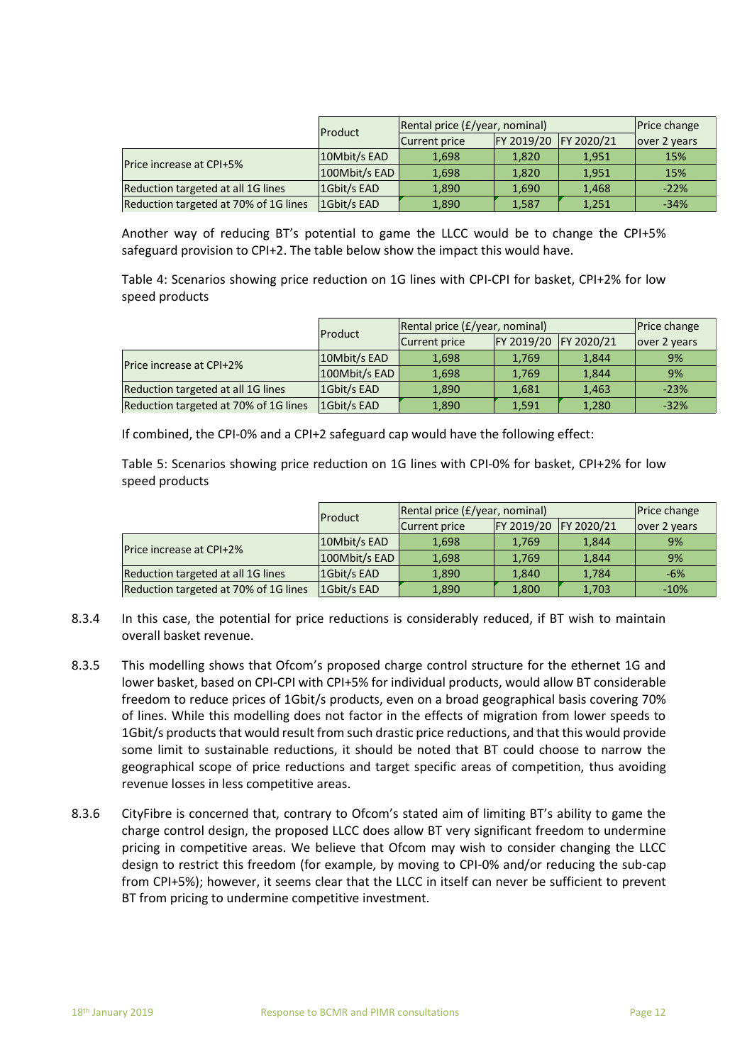| | Product | Rental price (£/year, nominal) | | | Price change |
|---|---|---|---|---|---|
| | | Current price | FY 2019/20 | FY 2020/21 | over 2 years |
| Price increase at CPI+5% | 10Mbit/s EAD | 1,698 | 1,820 | 1,951 | 15% |
| | 100Mbit/s EAD | 1,698 | 1,820 | 1,951 | 15% |
| Reduction targeted at all 1G lines | 1Gbit/s EAD | 1,890 | 1,690 | 1,468 | -22% |
| Reduction targeted at 70% of 1G lines | 1Gbit/s EAD | 1,890 | 1,587 | 1,251 | -34% |

Another way of reducing BT's potential to game the LLCC would be to change the CPI+5% safeguard provision to CPI+2. The table below show the impact this would have.

Table 4: Scenarios showing price reduction on 1G lines with CPI-CPI for basket, CPI+2% for low speed products

| | Product | Rental price (£/year, nominal) | | | Price change |
|---|---|---|---|---|---|
| | | Current price | FY 2019/20 | FY 2020/21 | over 2 years |
| Price increase at CPI+2% | 10Mbit/s EAD | 1,698 | 1,769 | 1,844 | 9% |
| | 100Mbit/s EAD | 1,698 | 1,769 | 1,844 | 9% |
| Reduction targeted at all 1G lines | 1Gbit/s EAD | 1,890 | 1,681 | 1,463 | -23% |
| Reduction targeted at 70% of 1G lines | 1Gbit/s EAD | 1,890 | 1,591 | 1,280 | -32% |

If combined, the CPI-0% and a CPI+2 safeguard cap would have the following effect:

Table 5: Scenarios showing price reduction on 1G lines with CPI-0% for basket, CPI+2% for low speed products

| | Product | Rental price (£/year, nominal) | | | Price change |
|---|---|---|---|---|---|
| | | Current price | FY 2019/20 | FY 2020/21 | over 2 years |
| Price increase at CPI+2% | 10Mbit/s EAD | 1,698 | 1,769 | 1,844 | 9% |
| | 100Mbit/s EAD | 1,698 | 1,769 | 1,844 | 9% |
| Reduction targeted at all 1G lines | 1Gbit/s EAD | 1,890 | 1,840 | 1,784 | -6% |
| Reduction targeted at 70% of 1G lines | 1Gbit/s EAD | 1,890 | 1,800 | 1,703 | -10% |

8.3.4 In this case, the potential for price reductions is considerably reduced, if BT wish to maintain overall basket revenue.

8.3.5 This modelling shows that Ofcom's proposed charge control structure for the ethernet 1G and lower basket, based on CPI-CPI with CPI+5% for individual products, would allow BT considerable freedom to reduce prices of 1Gbit/s products, even on a broad geographical basis covering 70% of lines. While this modelling does not factor in the effects of migration from lower speeds to 1Gbit/s products that would result from such drastic price reductions, and that this would provide some limit to sustainable reductions, it should be noted that BT could choose to narrow the geographical scope of price reductions and target specific areas of competition, thus avoiding revenue losses in less competitive areas.

8.3.6 CityFibre is concerned that, contrary to Ofcom's stated aim of limiting BT's ability to game the charge control design, the proposed LLCC does allow BT very significant freedom to undermine pricing in competitive areas. We believe that Ofcom may wish to consider changing the LLCC design to restrict this freedom (for example, by moving to CPI-0% and/or reducing the sub-cap from CPI+5%); however, it seems clear that the LLCC in itself can never be sufficient to prevent BT from pricing to undermine competitive investment.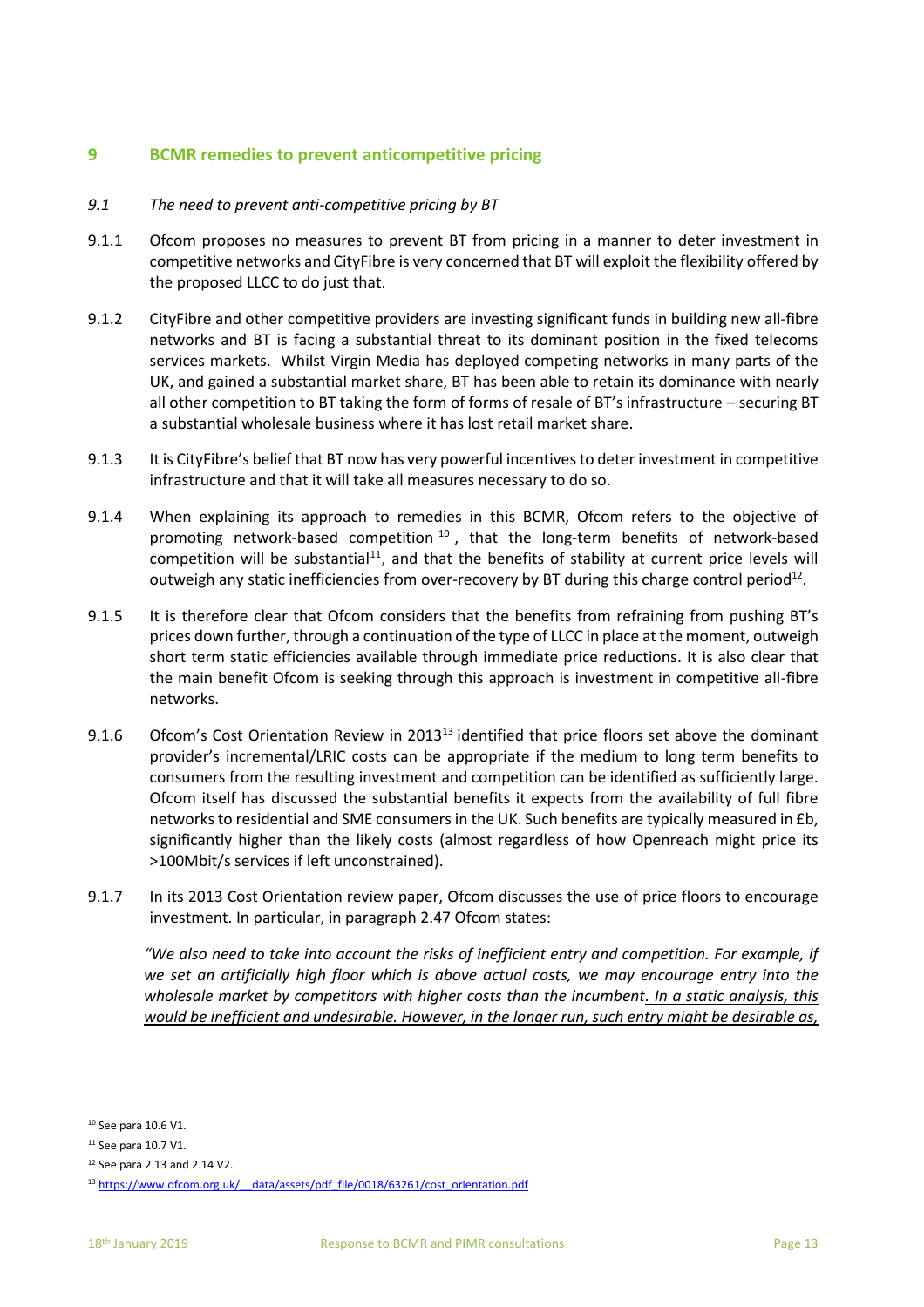## 9 BCMR remedies to prevent anticompetitive pricing

### *9.1 The need to prevent anti-competitive pricing by BT*

9.1.1 Ofcom proposes no measures to prevent BT from pricing in a manner to deter investment in competitive networks and CityFibre is very concerned that BT will exploit the flexibility offered by the proposed LLCC to do just that.

9.1.2 CityFibre and other competitive providers are investing significant funds in building new all-fibre networks and BT is facing a substantial threat to its dominant position in the fixed telecoms services markets. Whilst Virgin Media has deployed competing networks in many parts of the UK, and gained a substantial market share, BT has been able to retain its dominance with nearly all other competition to BT taking the form of forms of resale of BT's infrastructure – securing BT a substantial wholesale business where it has lost retail market share.

9.1.3 It is CityFibre's belief that BT now has very powerful incentives to deter investment in competitive infrastructure and that it will take all measures necessary to do so.

9.1.4 When explaining its approach to remedies in this BCMR, Ofcom refers to the objective of promoting network-based competition [10], that the long-term benefits of network-based competition will be substantial[11], and that the benefits of stability at current price levels will outweigh any static inefficiencies from over-recovery by BT during this charge control period[12].

9.1.5 It is therefore clear that Ofcom considers that the benefits from refraining from pushing BT's prices down further, through a continuation of the type of LLCC in place at the moment, outweigh short term static efficiencies available through immediate price reductions. It is also clear that the main benefit Ofcom is seeking through this approach is investment in competitive all-fibre networks.

9.1.6 Ofcom's Cost Orientation Review in 2013[13] identified that price floors set above the dominant provider's incremental/LRIC costs can be appropriate if the medium to long term benefits to consumers from the resulting investment and competition can be identified as sufficiently large. Ofcom itself has discussed the substantial benefits it expects from the availability of full fibre networks to residential and SME consumers in the UK. Such benefits are typically measured in £b, significantly higher than the likely costs (almost regardless of how Openreach might price its >100Mbit/s services if left unconstrained).

9.1.7 In its 2013 Cost Orientation review paper, Ofcom discusses the use of price floors to encourage investment. In particular, in paragraph 2.47 Ofcom states:

> *"We also need to take into account the risks of inefficient entry and competition. For example, if we set an artificially high floor which is above actual costs, we may encourage entry into the wholesale market by competitors with higher costs than the incumbent. <u>In a static analysis, this would be inefficient and undesirable. However, in the longer run, such entry might be desirable as,</u>*

---

[10] See para 10.6 V1.

[11] See para 10.7 V1.

[12] See para 2.13 and 2.14 V2.

[13] https://www.ofcom.org.uk/__data/assets/pdf_file/0018/63261/cost_orientation.pdf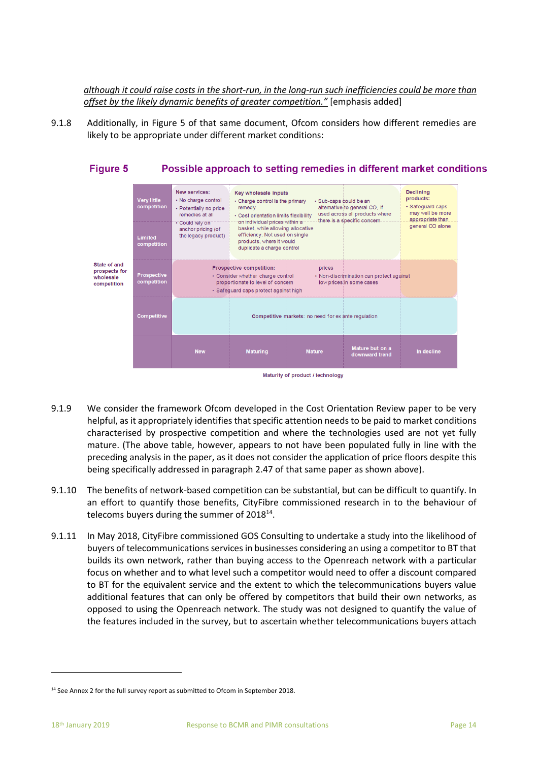*although it could raise costs in the short-run, in the long-run such inefficiencies could be more than offset by the likely dynamic benefits of greater competition."* [emphasis added]

9.1.8 Additionally, in Figure 5 of that same document, Ofcom considers how different remedies are likely to be appropriate under different market conditions:

**Figure 5 Possible approach to setting remedies in different market conditions**

| State of and prospects for wholesale competition | New | Maturing | Mature | Mature but on a downward trend | In decline |
|---|---|---|---|---|---|
| Very little competition / Limited competition | **New services:** • No charge control • Potentially no price remedies at all • Could rely on anchor pricing (of the legacy product) | **Key wholesale inputs** • Charge control is the primary remedy • Cost orientation limits flexibility on individual prices within a basket, while allowing allocative efficiency. Not used on single products, where it would duplicate a charge control | • Sub-caps could be an alternative to general CO, if used across all products where there is a specific concern | | **Declining products:** • Safeguard caps may well be more appropriate than general CO alone |
| Prospective competition | **Prospective competition:** • Consider whether charge control proportionate to level of concern • Safeguard caps protect against high prices | • Non-discrimination can protect against low prices in some cases | | | |
| Competitive | **Competitive markets:** no need for ex ante regulation | | | | |

Maturity of product / technology

9.1.9 We consider the framework Ofcom developed in the Cost Orientation Review paper to be very helpful, as it appropriately identifies that specific attention needs to be paid to market conditions characterised by prospective competition and where the technologies used are not yet fully mature. (The above table, however, appears to not have been populated fully in line with the preceding analysis in the paper, as it does not consider the application of price floors despite this being specifically addressed in paragraph 2.47 of that same paper as shown above).

9.1.10 The benefits of network-based competition can be substantial, but can be difficult to quantify. In an effort to quantify those benefits, CityFibre commissioned research in to the behaviour of telecoms buyers during the summer of 2018[14].

9.1.11 In May 2018, CityFibre commissioned GOS Consulting to undertake a study into the likelihood of buyers of telecommunications services in businesses considering an using a competitor to BT that builds its own network, rather than buying access to the Openreach network with a particular focus on whether and to what level such a competitor would need to offer a discount compared to BT for the equivalent service and the extent to which the telecommunications buyers value additional features that can only be offered by competitors that build their own networks, as opposed to using the Openreach network. The study was not designed to quantify the value of the features included in the survey, but to ascertain whether telecommunications buyers attach

[14] See Annex 2 for the full survey report as submitted to Ofcom in September 2018.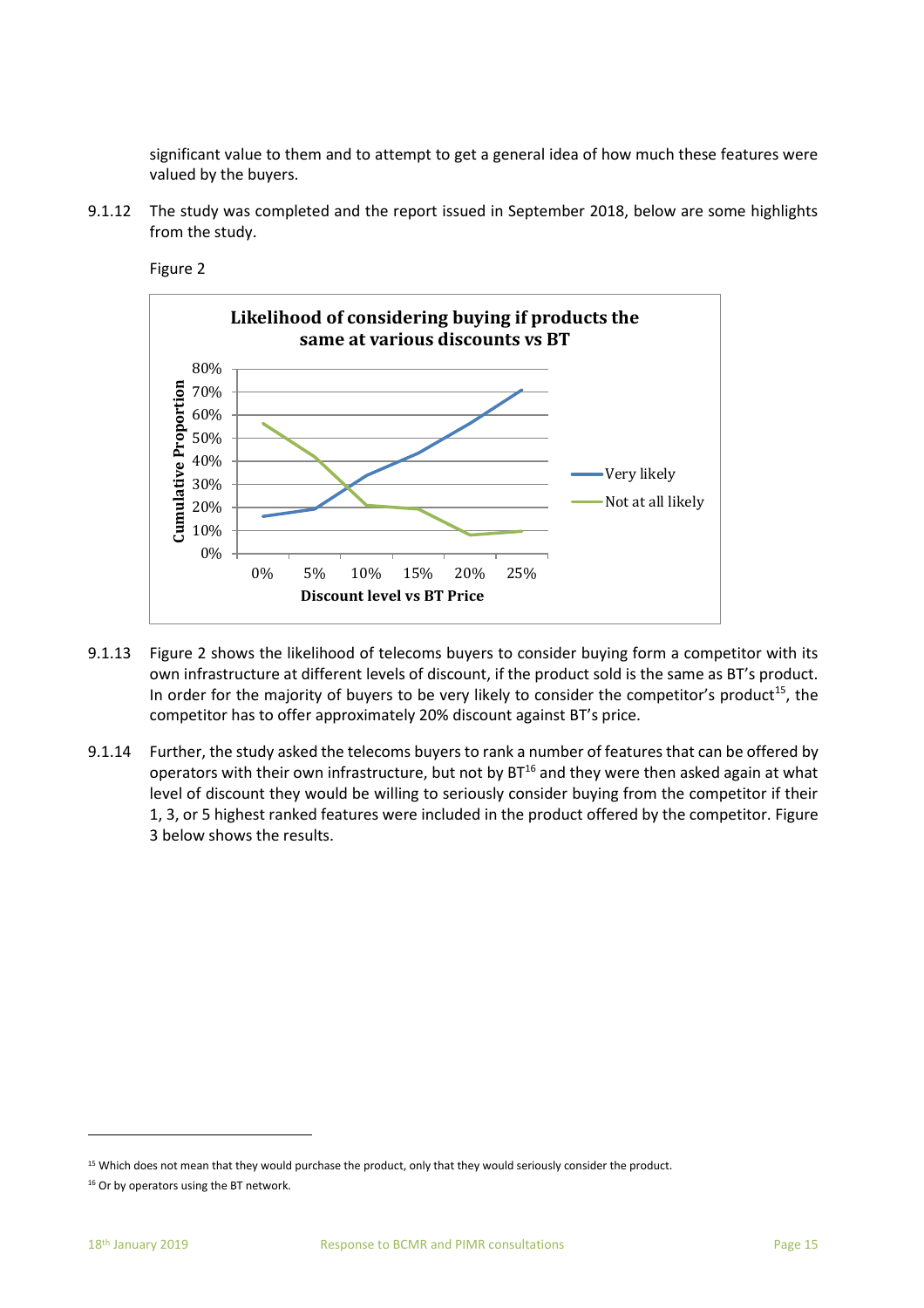significant value to them and to attempt to get a general idea of how much these features were valued by the buyers.

9.1.12 The study was completed and the report issued in September 2018, below are some highlights from the study.

Figure 2

**Likelihood of considering buying if products the same at various discounts vs BT**

9.1.13 Figure 2 shows the likelihood of telecoms buyers to consider buying form a competitor with its own infrastructure at different levels of discount, if the product sold is the same as BT's product. In order for the majority of buyers to be very likely to consider the competitor's product[15], the competitor has to offer approximately 20% discount against BT's price.

9.1.14 Further, the study asked the telecoms buyers to rank a number of features that can be offered by operators with their own infrastructure, but not by BT[16] and they were then asked again at what level of discount they would be willing to seriously consider buying from the competitor if their 1, 3, or 5 highest ranked features were included in the product offered by the competitor. Figure 3 below shows the results.

[15] Which does not mean that they would purchase the product, only that they would seriously consider the product.

[16] Or by operators using the BT network.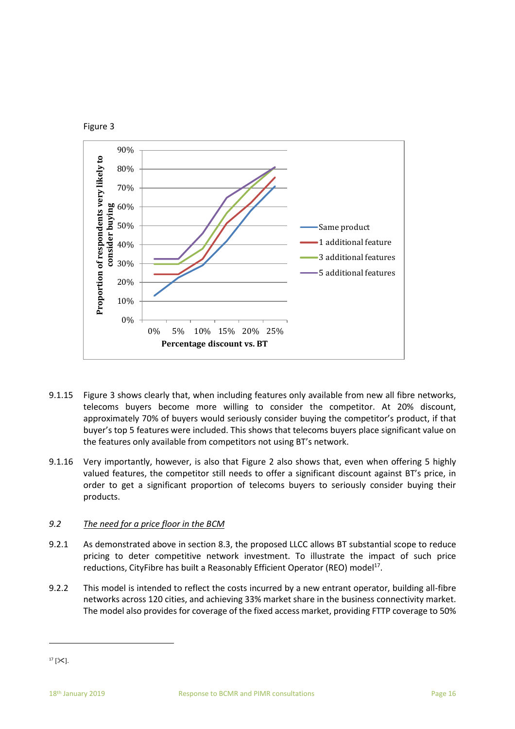Figure 3

9.1.15 Figure 3 shows clearly that, when including features only available from new all fibre networks, telecoms buyers become more willing to consider the competitor. At 20% discount, approximately 70% of buyers would seriously consider buying the competitor's product, if that buyer's top 5 features were included. This shows that telecoms buyers place significant value on the features only available from competitors not using BT's network.

9.1.16 Very importantly, however, is also that Figure 2 also shows that, even when offering 5 highly valued features, the competitor still needs to offer a significant discount against BT's price, in order to get a significant proportion of telecoms buyers to seriously consider buying their products.

### *9.2 The need for a price floor in the BCM*

9.2.1 As demonstrated above in section 8.3, the proposed LLCC allows BT substantial scope to reduce pricing to deter competitive network investment. To illustrate the impact of such price reductions, CityFibre has built a Reasonably Efficient Operator (REO) model[17].

9.2.2 This model is intended to reflect the costs incurred by a new entrant operator, building all-fibre networks across 120 cities, and achieving 33% market share in the business connectivity market. The model also provides for coverage of the fixed access market, providing FTTP coverage to 50%

[17] [✂].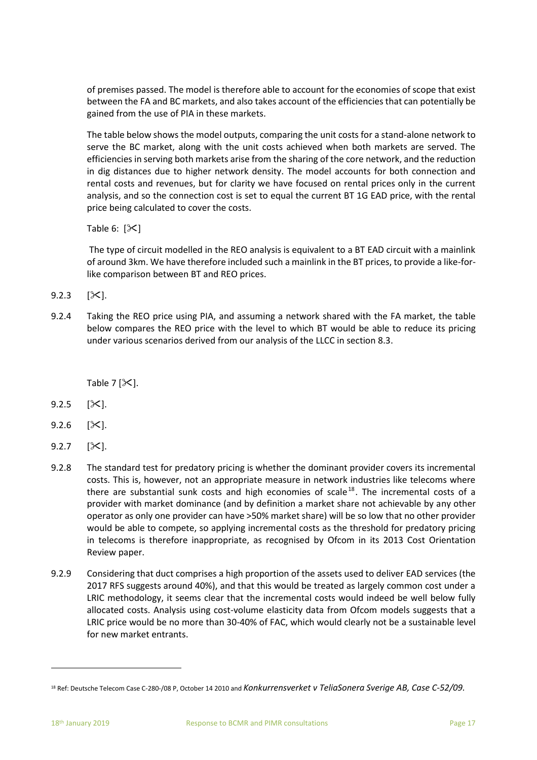of premises passed. The model is therefore able to account for the economies of scope that exist between the FA and BC markets, and also takes account of the efficiencies that can potentially be gained from the use of PIA in these markets.

The table below shows the model outputs, comparing the unit costs for a stand-alone network to serve the BC market, along with the unit costs achieved when both markets are served. The efficiencies in serving both markets arise from the sharing of the core network, and the reduction in dig distances due to higher network density. The model accounts for both connection and rental costs and revenues, but for clarity we have focused on rental prices only in the current analysis, and so the connection cost is set to equal the current BT 1G EAD price, with the rental price being calculated to cover the costs.

Table 6: [✂]

The type of circuit modelled in the REO analysis is equivalent to a BT EAD circuit with a mainlink of around 3km. We have therefore included such a mainlink in the BT prices, to provide a like-for-like comparison between BT and REO prices.

9.2.3 [✂].

9.2.4 Taking the REO price using PIA, and assuming a network shared with the FA market, the table below compares the REO price with the level to which BT would be able to reduce its pricing under various scenarios derived from our analysis of the LLCC in section 8.3.

Table 7 [✂].

9.2.5 [✂].

9.2.6 [✂].

9.2.7 [✂].

9.2.8 The standard test for predatory pricing is whether the dominant provider covers its incremental costs. This is, however, not an appropriate measure in network industries like telecoms where there are substantial sunk costs and high economies of scale[18]. The incremental costs of a provider with market dominance (and by definition a market share not achievable by any other operator as only one provider can have >50% market share) will be so low that no other provider would be able to compete, so applying incremental costs as the threshold for predatory pricing in telecoms is therefore inappropriate, as recognised by Ofcom in its 2013 Cost Orientation Review paper.

9.2.9 Considering that duct comprises a high proportion of the assets used to deliver EAD services (the 2017 RFS suggests around 40%), and that this would be treated as largely common cost under a LRIC methodology, it seems clear that the incremental costs would indeed be well below fully allocated costs. Analysis using cost-volume elasticity data from Ofcom models suggests that a LRIC price would be no more than 30-40% of FAC, which would clearly not be a sustainable level for new market entrants.

[18] Ref: Deutsche Telecom Case C-280-/08 P, October 14 2010 and *Konkurrensverket v TeliaSonera Sverige AB, Case C-52/09.*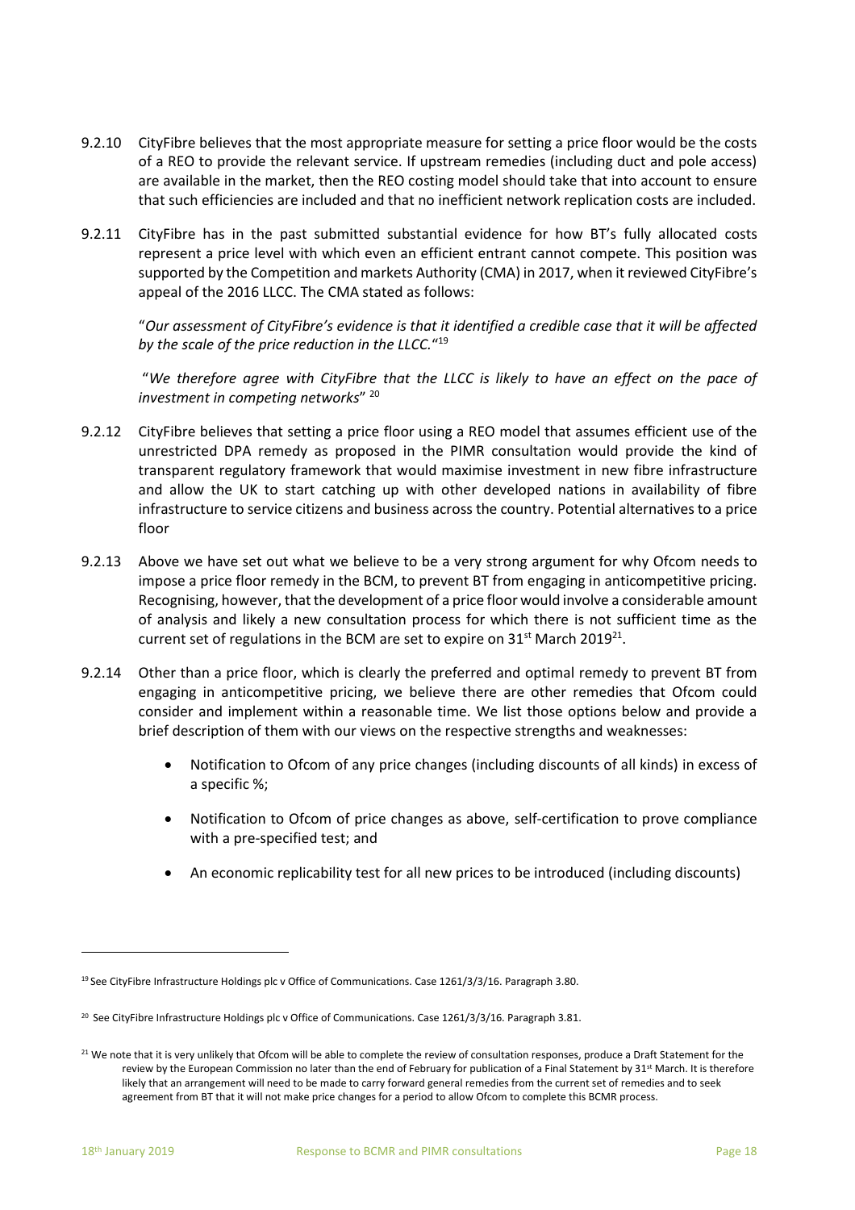9.2.10 CityFibre believes that the most appropriate measure for setting a price floor would be the costs of a REO to provide the relevant service. If upstream remedies (including duct and pole access) are available in the market, then the REO costing model should take that into account to ensure that such efficiencies are included and that no inefficient network replication costs are included.

9.2.11 CityFibre has in the past submitted substantial evidence for how BT's fully allocated costs represent a price level with which even an efficient entrant cannot compete. This position was supported by the Competition and markets Authority (CMA) in 2017, when it reviewed CityFibre's appeal of the 2016 LLCC. The CMA stated as follows:

> "*Our assessment of CityFibre's evidence is that it identified a credible case that it will be affected by the scale of the price reduction in the LLCC.*"[19]
>
> "*We therefore agree with CityFibre that the LLCC is likely to have an effect on the pace of investment in competing networks*" [20]

9.2.12 CityFibre believes that setting a price floor using a REO model that assumes efficient use of the unrestricted DPA remedy as proposed in the PIMR consultation would provide the kind of transparent regulatory framework that would maximise investment in new fibre infrastructure and allow the UK to start catching up with other developed nations in availability of fibre infrastructure to service citizens and business across the country. Potential alternatives to a price floor

9.2.13 Above we have set out what we believe to be a very strong argument for why Ofcom needs to impose a price floor remedy in the BCM, to prevent BT from engaging in anticompetitive pricing. Recognising, however, that the development of a price floor would involve a considerable amount of analysis and likely a new consultation process for which there is not sufficient time as the current set of regulations in the BCM are set to expire on 31st March 2019[21].

9.2.14 Other than a price floor, which is clearly the preferred and optimal remedy to prevent BT from engaging in anticompetitive pricing, we believe there are other remedies that Ofcom could consider and implement within a reasonable time. We list those options below and provide a brief description of them with our views on the respective strengths and weaknesses:

- Notification to Ofcom of any price changes (including discounts of all kinds) in excess of a specific %;
- Notification to Ofcom of price changes as above, self-certification to prove compliance with a pre-specified test; and
- An economic replicability test for all new prices to be introduced (including discounts)

---

[19] See CityFibre Infrastructure Holdings plc v Office of Communications. Case 1261/3/3/16. Paragraph 3.80.

[20] See CityFibre Infrastructure Holdings plc v Office of Communications. Case 1261/3/3/16. Paragraph 3.81.

[21] We note that it is very unlikely that Ofcom will be able to complete the review of consultation responses, produce a Draft Statement for the review by the European Commission no later than the end of February for publication of a Final Statement by 31st March. It is therefore likely that an arrangement will need to be made to carry forward general remedies from the current set of remedies and to seek agreement from BT that it will not make price changes for a period to allow Ofcom to complete this BCMR process.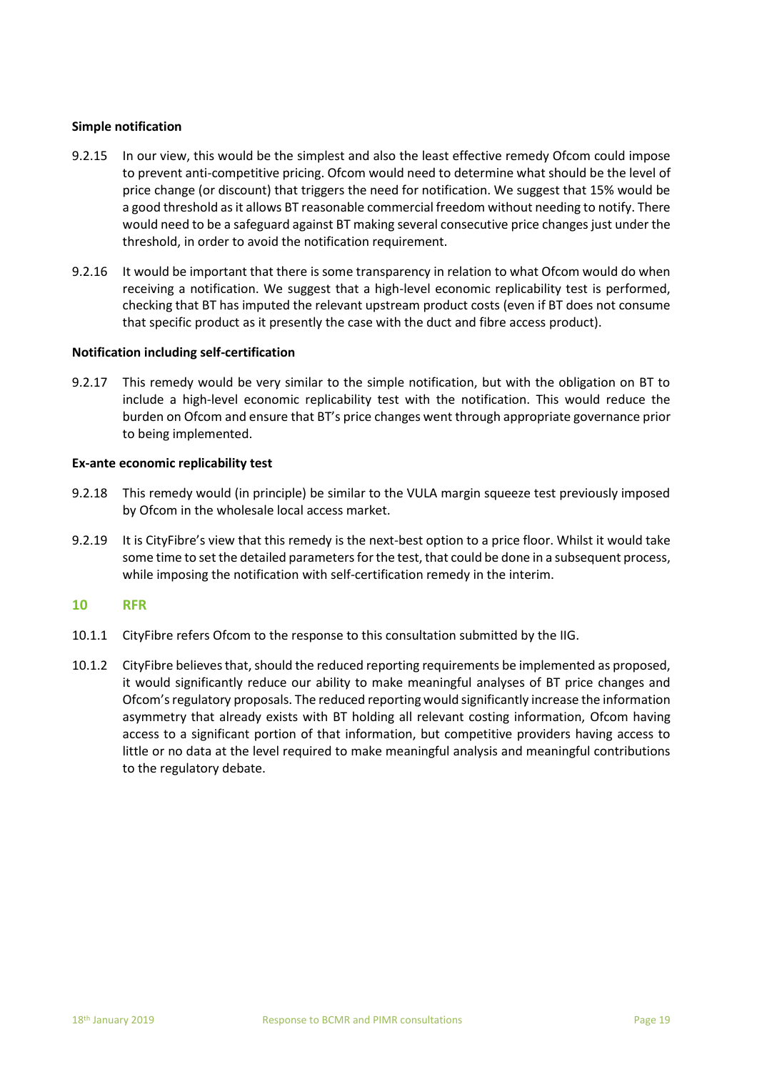**Simple notification**

9.2.15 In our view, this would be the simplest and also the least effective remedy Ofcom could impose to prevent anti-competitive pricing. Ofcom would need to determine what should be the level of price change (or discount) that triggers the need for notification. We suggest that 15% would be a good threshold as it allows BT reasonable commercial freedom without needing to notify. There would need to be a safeguard against BT making several consecutive price changes just under the threshold, in order to avoid the notification requirement.

9.2.16 It would be important that there is some transparency in relation to what Ofcom would do when receiving a notification. We suggest that a high-level economic replicability test is performed, checking that BT has imputed the relevant upstream product costs (even if BT does not consume that specific product as it presently the case with the duct and fibre access product).

**Notification including self-certification**

9.2.17 This remedy would be very similar to the simple notification, but with the obligation on BT to include a high-level economic replicability test with the notification. This would reduce the burden on Ofcom and ensure that BT's price changes went through appropriate governance prior to being implemented.

**Ex-ante economic replicability test**

9.2.18 This remedy would (in principle) be similar to the VULA margin squeeze test previously imposed by Ofcom in the wholesale local access market.

9.2.19 It is CityFibre's view that this remedy is the next-best option to a price floor. Whilst it would take some time to set the detailed parameters for the test, that could be done in a subsequent process, while imposing the notification with self-certification remedy in the interim.

## 10 RFR

10.1.1 CityFibre refers Ofcom to the response to this consultation submitted by the IIG.

10.1.2 CityFibre believes that, should the reduced reporting requirements be implemented as proposed, it would significantly reduce our ability to make meaningful analyses of BT price changes and Ofcom's regulatory proposals. The reduced reporting would significantly increase the information asymmetry that already exists with BT holding all relevant costing information, Ofcom having access to a significant portion of that information, but competitive providers having access to little or no data at the level required to make meaningful analysis and meaningful contributions to the regulatory debate.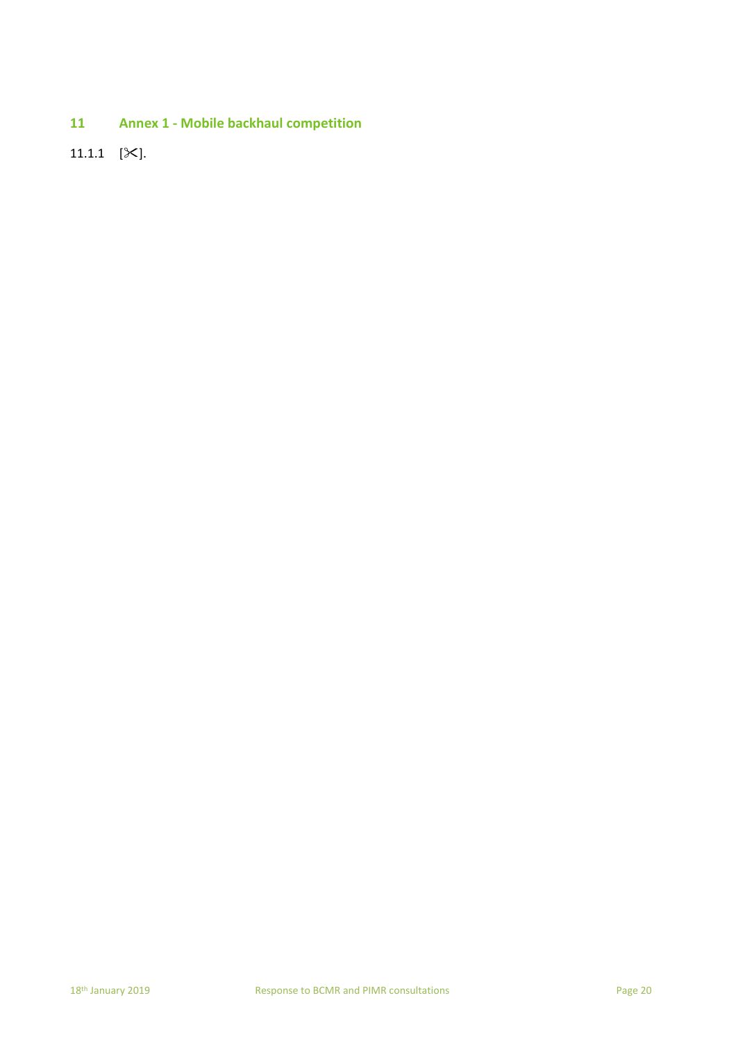# 11 Annex 1 - Mobile backhaul competition

11.1.1 [✂].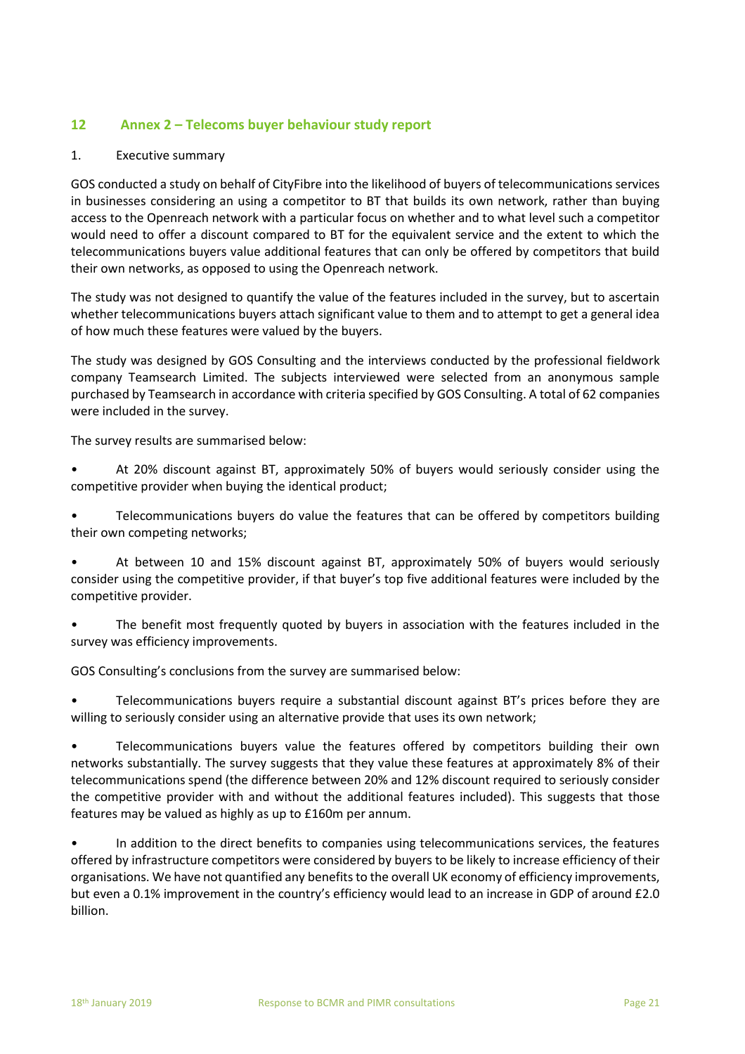## 12 Annex 2 – Telecoms buyer behaviour study report

1. Executive summary

GOS conducted a study on behalf of CityFibre into the likelihood of buyers of telecommunications services in businesses considering an using a competitor to BT that builds its own network, rather than buying access to the Openreach network with a particular focus on whether and to what level such a competitor would need to offer a discount compared to BT for the equivalent service and the extent to which the telecommunications buyers value additional features that can only be offered by competitors that build their own networks, as opposed to using the Openreach network.

The study was not designed to quantify the value of the features included in the survey, but to ascertain whether telecommunications buyers attach significant value to them and to attempt to get a general idea of how much these features were valued by the buyers.

The study was designed by GOS Consulting and the interviews conducted by the professional fieldwork company Teamsearch Limited. The subjects interviewed were selected from an anonymous sample purchased by Teamsearch in accordance with criteria specified by GOS Consulting. A total of 62 companies were included in the survey.

The survey results are summarised below:

- At 20% discount against BT, approximately 50% of buyers would seriously consider using the competitive provider when buying the identical product;
- Telecommunications buyers do value the features that can be offered by competitors building their own competing networks;
- At between 10 and 15% discount against BT, approximately 50% of buyers would seriously consider using the competitive provider, if that buyer's top five additional features were included by the competitive provider.
- The benefit most frequently quoted by buyers in association with the features included in the survey was efficiency improvements.

GOS Consulting's conclusions from the survey are summarised below:

- Telecommunications buyers require a substantial discount against BT's prices before they are willing to seriously consider using an alternative provide that uses its own network;
- Telecommunications buyers value the features offered by competitors building their own networks substantially. The survey suggests that they value these features at approximately 8% of their telecommunications spend (the difference between 20% and 12% discount required to seriously consider the competitive provider with and without the additional features included). This suggests that those features may be valued as highly as up to £160m per annum.
- In addition to the direct benefits to companies using telecommunications services, the features offered by infrastructure competitors were considered by buyers to be likely to increase efficiency of their organisations. We have not quantified any benefits to the overall UK economy of efficiency improvements, but even a 0.1% improvement in the country's efficiency would lead to an increase in GDP of around £2.0 billion.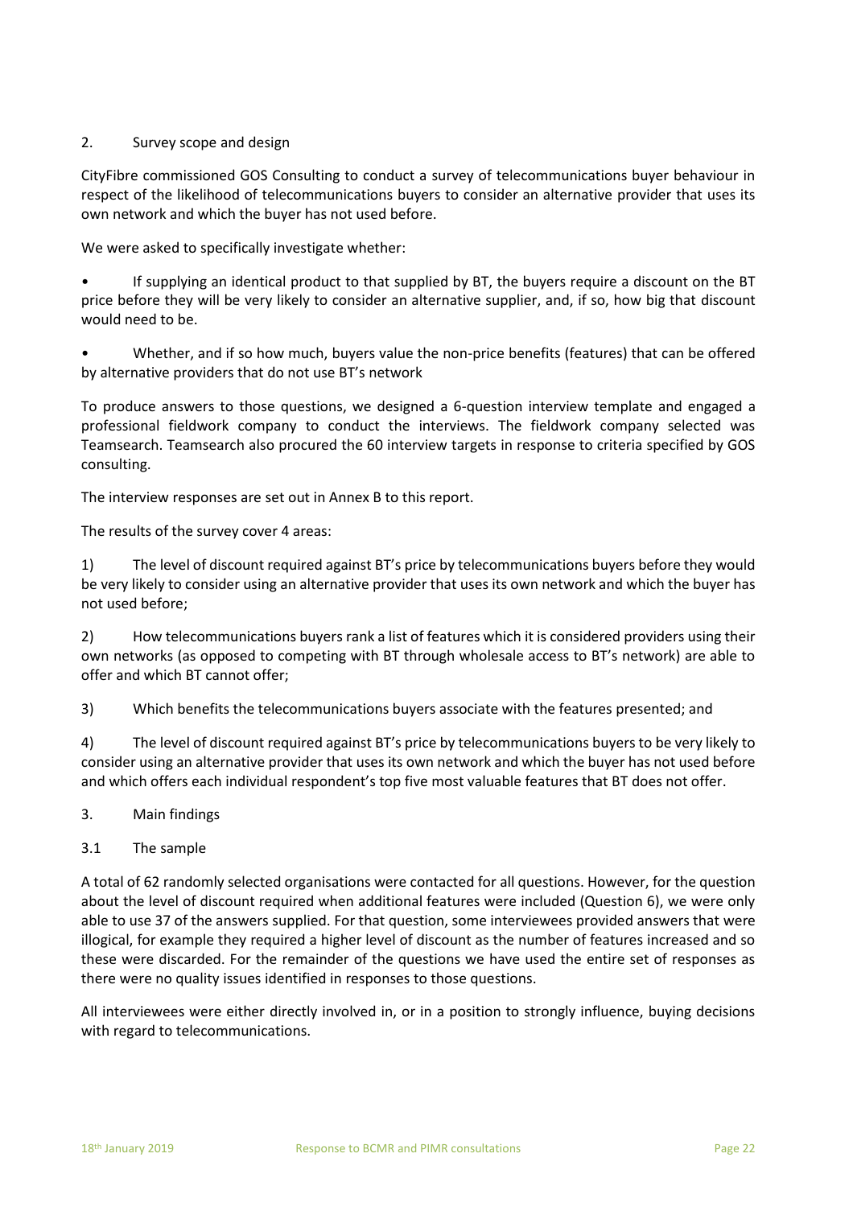## 2. Survey scope and design

CityFibre commissioned GOS Consulting to conduct a survey of telecommunications buyer behaviour in respect of the likelihood of telecommunications buyers to consider an alternative provider that uses its own network and which the buyer has not used before.

We were asked to specifically investigate whether:

- If supplying an identical product to that supplied by BT, the buyers require a discount on the BT price before they will be very likely to consider an alternative supplier, and, if so, how big that discount would need to be.
- Whether, and if so how much, buyers value the non-price benefits (features) that can be offered by alternative providers that do not use BT's network

To produce answers to those questions, we designed a 6-question interview template and engaged a professional fieldwork company to conduct the interviews. The fieldwork company selected was Teamsearch. Teamsearch also procured the 60 interview targets in response to criteria specified by GOS consulting.

The interview responses are set out in Annex B to this report.

The results of the survey cover 4 areas:

1) The level of discount required against BT's price by telecommunications buyers before they would be very likely to consider using an alternative provider that uses its own network and which the buyer has not used before;

2) How telecommunications buyers rank a list of features which it is considered providers using their own networks (as opposed to competing with BT through wholesale access to BT's network) are able to offer and which BT cannot offer;

3) Which benefits the telecommunications buyers associate with the features presented; and

4) The level of discount required against BT's price by telecommunications buyers to be very likely to consider using an alternative provider that uses its own network and which the buyer has not used before and which offers each individual respondent's top five most valuable features that BT does not offer.

## 3. Main findings

### 3.1 The sample

A total of 62 randomly selected organisations were contacted for all questions. However, for the question about the level of discount required when additional features were included (Question 6), we were only able to use 37 of the answers supplied. For that question, some interviewees provided answers that were illogical, for example they required a higher level of discount as the number of features increased and so these were discarded. For the remainder of the questions we have used the entire set of responses as there were no quality issues identified in responses to those questions.

All interviewees were either directly involved in, or in a position to strongly influence, buying decisions with regard to telecommunications.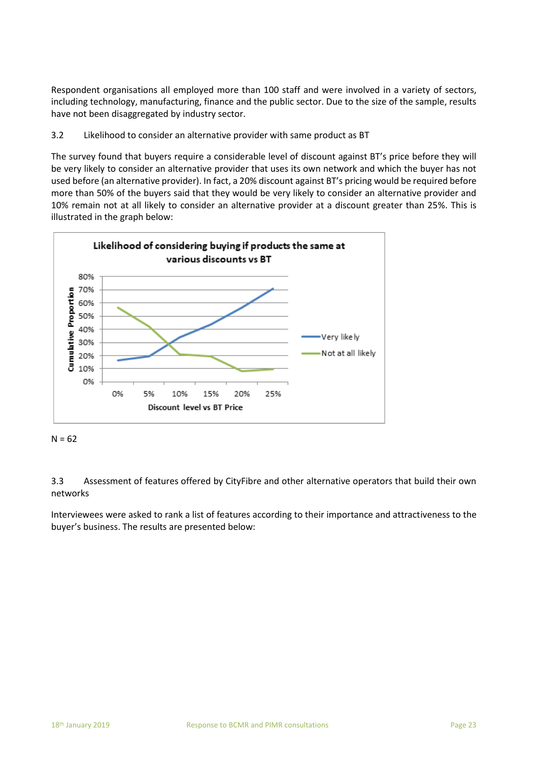Respondent organisations all employed more than 100 staff and were involved in a variety of sectors, including technology, manufacturing, finance and the public sector. Due to the size of the sample, results have not been disaggregated by industry sector.

### 3.2 Likelihood to consider an alternative provider with same product as BT

The survey found that buyers require a considerable level of discount against BT's price before they will be very likely to consider an alternative provider that uses its own network and which the buyer has not used before (an alternative provider). In fact, a 20% discount against BT's pricing would be required before more than 50% of the buyers said that they would be very likely to consider an alternative provider and 10% remain not at all likely to consider an alternative provider at a discount greater than 25%. This is illustrated in the graph below:

**Likelihood of considering buying if products the same at various discounts vs BT**

N = 62

### 3.3 Assessment of features offered by CityFibre and other alternative operators that build their own networks

Interviewees were asked to rank a list of features according to their importance and attractiveness to the buyer's business. The results are presented below: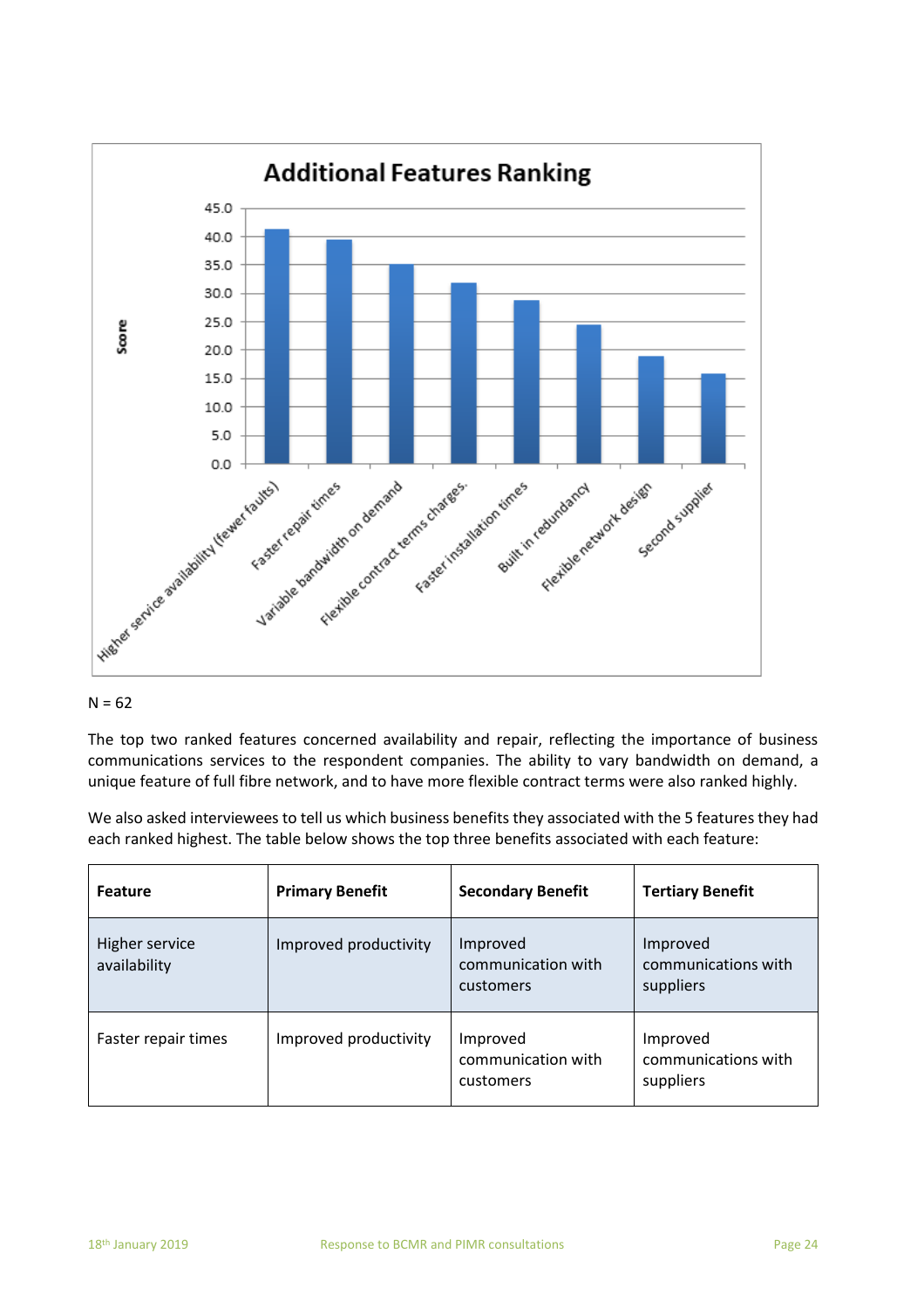**Additional Features Ranking**

| Feature | Score |
|---|---|
| Higher service availability (fewer faults) | 41.3 |
| Faster repair times | 39.5 |
| Variable bandwidth on demand | 35.0 |
| Flexible contract terms charges. | 31.8 |
| Faster installation times | 28.8 |
| Built in redundancy | 24.5 |
| Flexible network design | 18.9 |
| Second supplier | 15.8 |

N = 62

The top two ranked features concerned availability and repair, reflecting the importance of business communications services to the respondent companies. The ability to vary bandwidth on demand, a unique feature of full fibre network, and to have more flexible contract terms were also ranked highly.

We also asked interviewees to tell us which business benefits they associated with the 5 features they had each ranked highest. The table below shows the top three benefits associated with each feature:

| Feature | Primary Benefit | Secondary Benefit | Tertiary Benefit |
|---|---|---|---|
| Higher service availability | Improved productivity | Improved communication with customers | Improved communications with suppliers |
| Faster repair times | Improved productivity | Improved communication with customers | Improved communications with suppliers |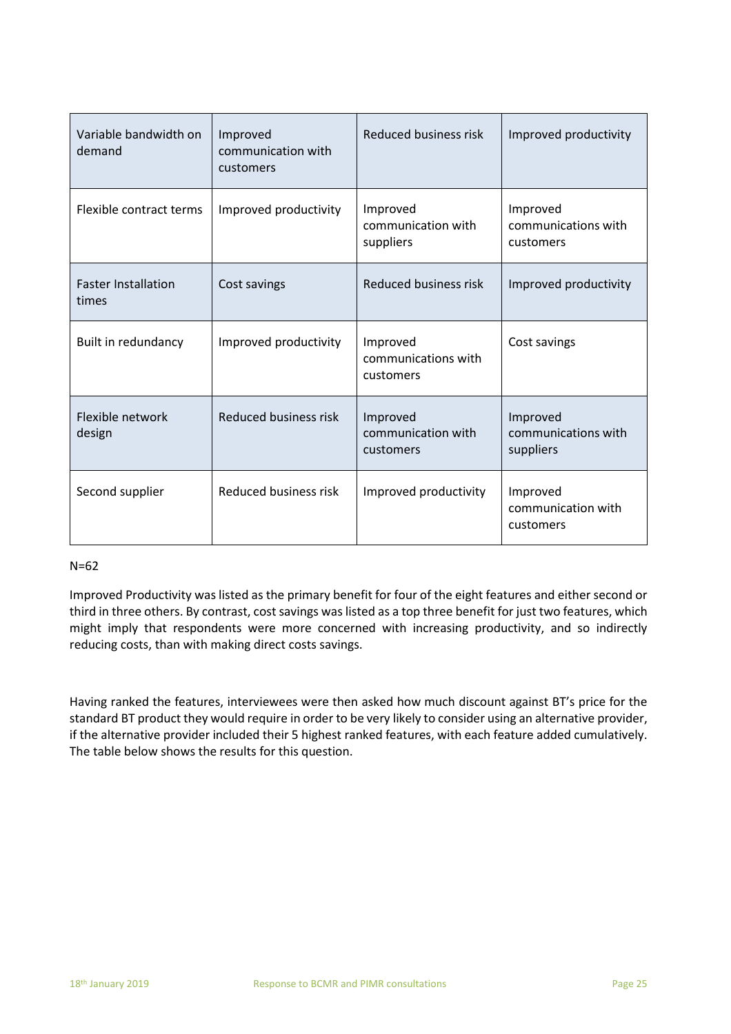| Variable bandwidth on demand | Improved communication with customers | Reduced business risk | Improved productivity |
|---|---|---|---|
| Flexible contract terms | Improved productivity | Improved communication with suppliers | Improved communications with customers |
| Faster Installation times | Cost savings | Reduced business risk | Improved productivity |
| Built in redundancy | Improved productivity | Improved communications with customers | Cost savings |
| Flexible network design | Reduced business risk | Improved communication with customers | Improved communications with suppliers |
| Second supplier | Reduced business risk | Improved productivity | Improved communication with customers |

N=62

Improved Productivity was listed as the primary benefit for four of the eight features and either second or third in three others. By contrast, cost savings was listed as a top three benefit for just two features, which might imply that respondents were more concerned with increasing productivity, and so indirectly reducing costs, than with making direct costs savings.

Having ranked the features, interviewees were then asked how much discount against BT's price for the standard BT product they would require in order to be very likely to consider using an alternative provider, if the alternative provider included their 5 highest ranked features, with each feature added cumulatively. The table below shows the results for this question.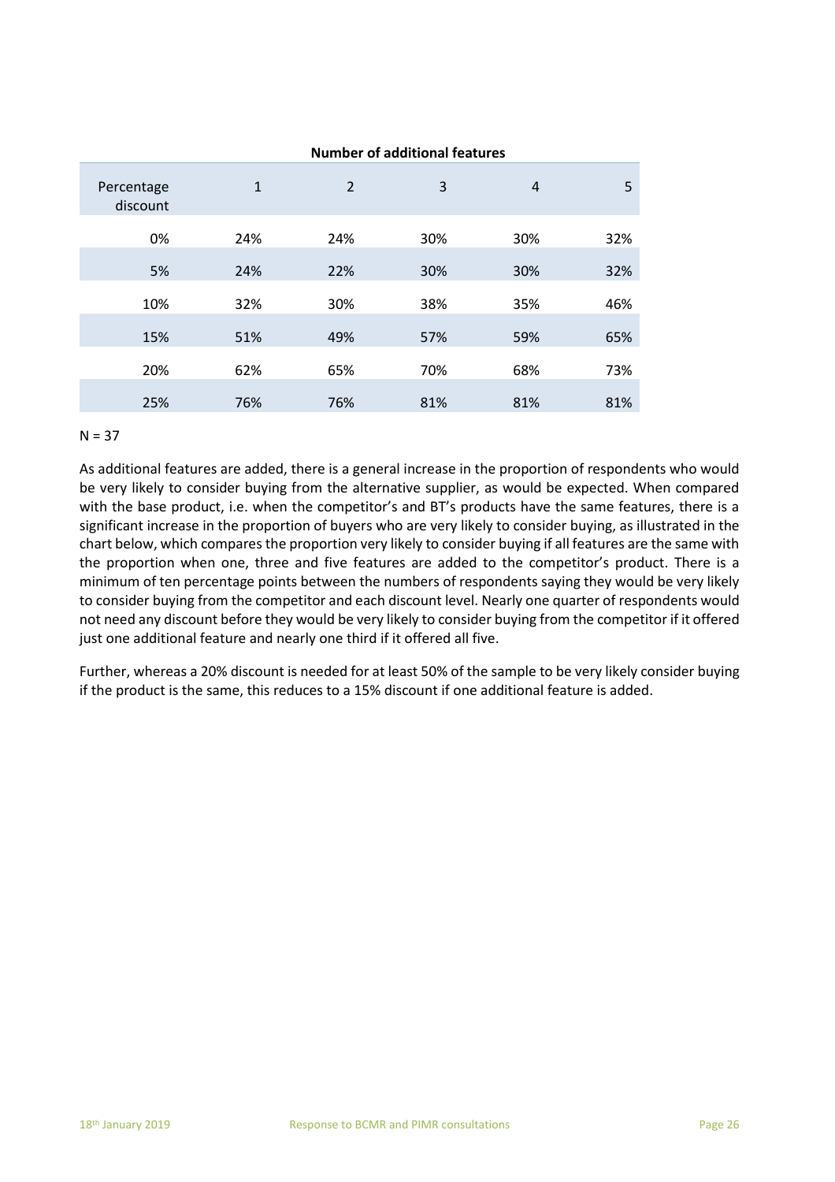| | Number of additional features | | | | |
|---|---|---|---|---|---|
| Percentage discount | 1 | 2 | 3 | 4 | 5 |
| 0% | 24% | 24% | 30% | 30% | 32% |
| 5% | 24% | 22% | 30% | 30% | 32% |
| 10% | 32% | 30% | 38% | 35% | 46% |
| 15% | 51% | 49% | 57% | 59% | 65% |
| 20% | 62% | 65% | 70% | 68% | 73% |
| 25% | 76% | 76% | 81% | 81% | 81% |

N = 37

As additional features are added, there is a general increase in the proportion of respondents who would be very likely to consider buying from the alternative supplier, as would be expected. When compared with the base product, i.e. when the competitor's and BT's products have the same features, there is a significant increase in the proportion of buyers who are very likely to consider buying, as illustrated in the chart below, which compares the proportion very likely to consider buying if all features are the same with the proportion when one, three and five features are added to the competitor's product. There is a minimum of ten percentage points between the numbers of respondents saying they would be very likely to consider buying from the competitor and each discount level. Nearly one quarter of respondents would not need any discount before they would be very likely to consider buying from the competitor if it offered just one additional feature and nearly one third if it offered all five.

Further, whereas a 20% discount is needed for at least 50% of the sample to be very likely consider buying if the product is the same, this reduces to a 15% discount if one additional feature is added.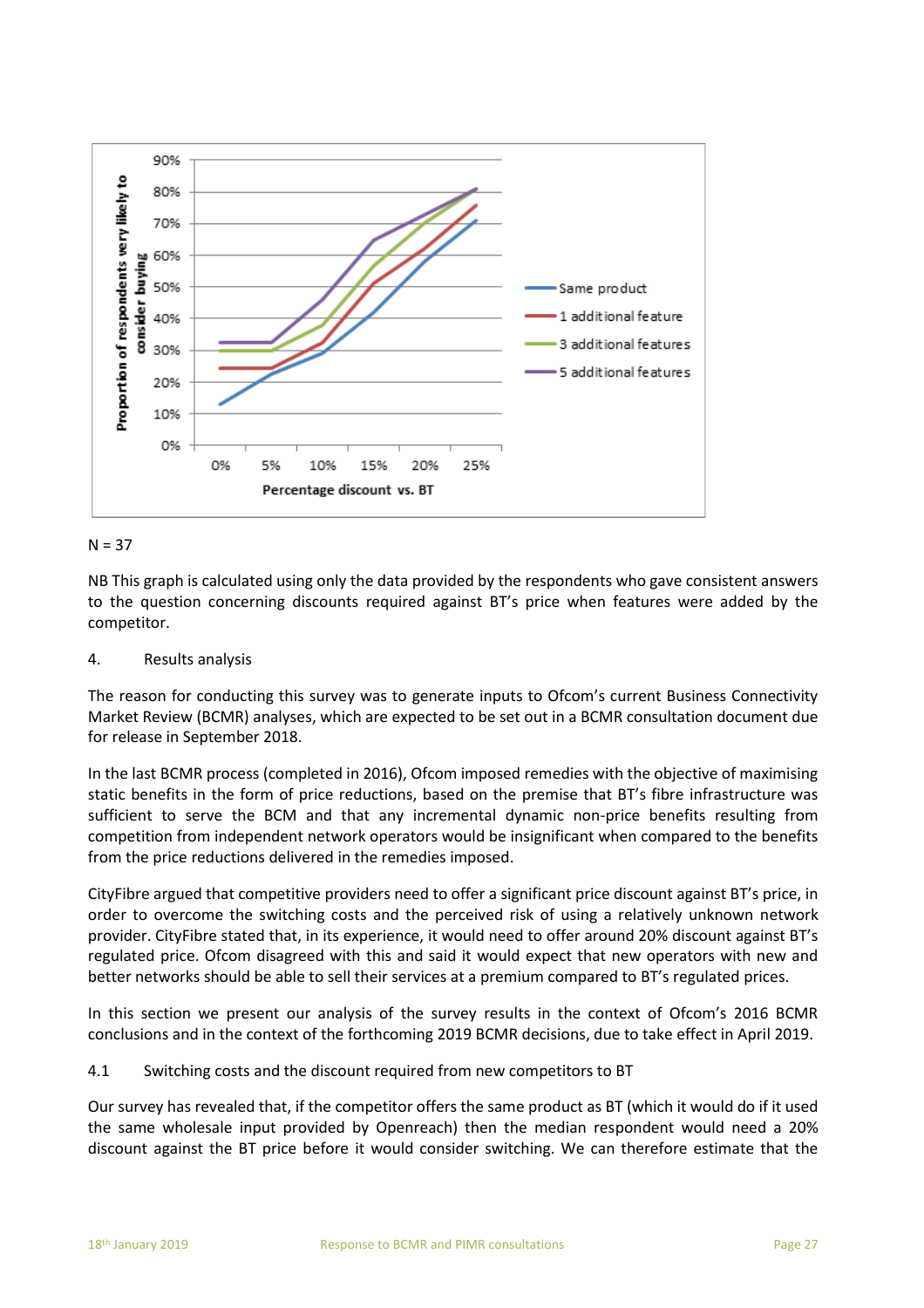N = 37

NB This graph is calculated using only the data provided by the respondents who gave consistent answers to the question concerning discounts required against BT's price when features were added by the competitor.

## 4. Results analysis

The reason for conducting this survey was to generate inputs to Ofcom's current Business Connectivity Market Review (BCMR) analyses, which are expected to be set out in a BCMR consultation document due for release in September 2018.

In the last BCMR process (completed in 2016), Ofcom imposed remedies with the objective of maximising static benefits in the form of price reductions, based on the premise that BT's fibre infrastructure was sufficient to serve the BCM and that any incremental dynamic non-price benefits resulting from competition from independent network operators would be insignificant when compared to the benefits from the price reductions delivered in the remedies imposed.

CityFibre argued that competitive providers need to offer a significant price discount against BT's price, in order to overcome the switching costs and the perceived risk of using a relatively unknown network provider. CityFibre stated that, in its experience, it would need to offer around 20% discount against BT's regulated price. Ofcom disagreed with this and said it would expect that new operators with new and better networks should be able to sell their services at a premium compared to BT's regulated prices.

In this section we present our analysis of the survey results in the context of Ofcom's 2016 BCMR conclusions and in the context of the forthcoming 2019 BCMR decisions, due to take effect in April 2019.

### 4.1 Switching costs and the discount required from new competitors to BT

Our survey has revealed that, if the competitor offers the same product as BT (which it would do if it used the same wholesale input provided by Openreach) then the median respondent would need a 20% discount against the BT price before it would consider switching. We can therefore estimate that the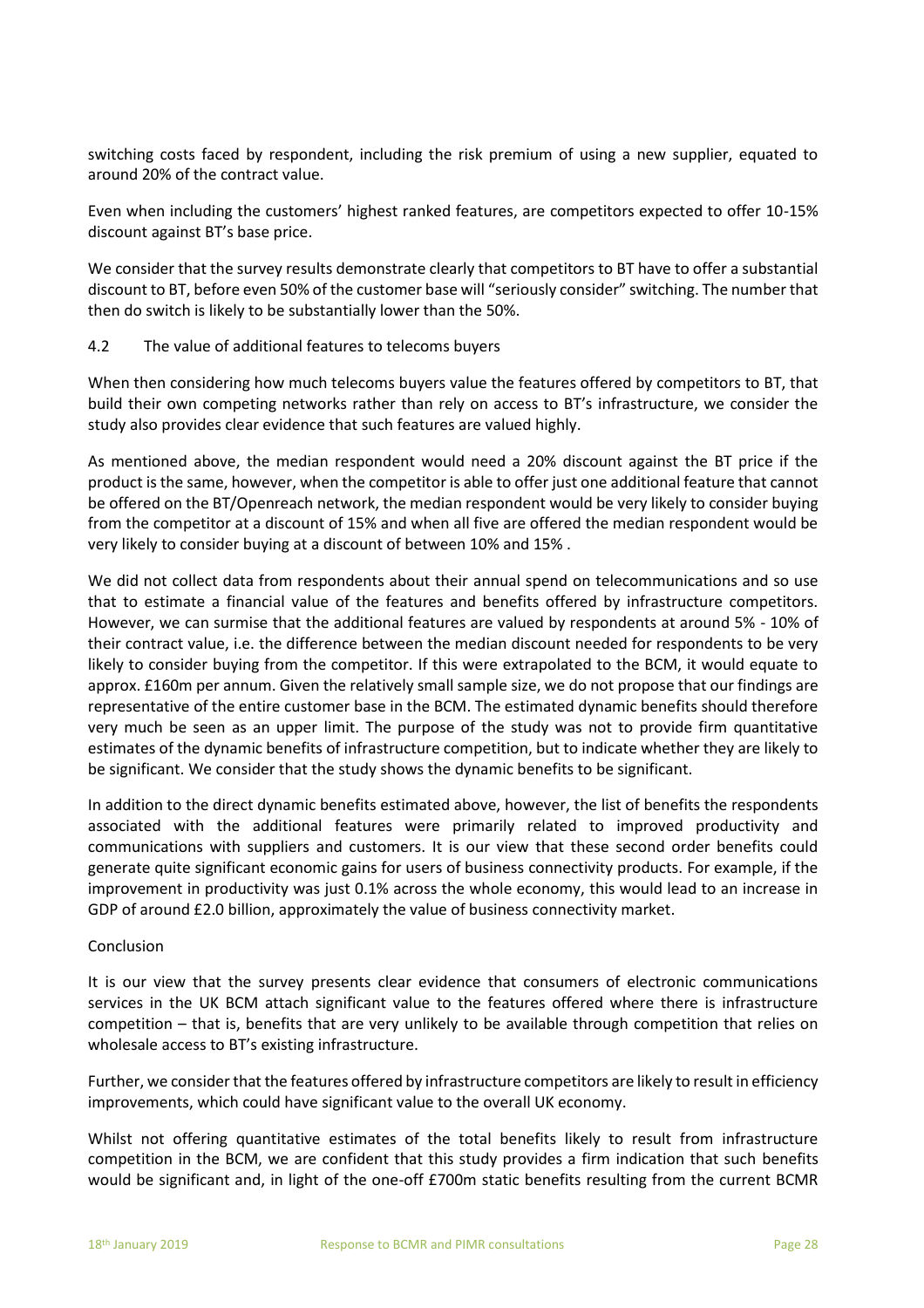switching costs faced by respondent, including the risk premium of using a new supplier, equated to around 20% of the contract value.

Even when including the customers' highest ranked features, are competitors expected to offer 10-15% discount against BT's base price.

We consider that the survey results demonstrate clearly that competitors to BT have to offer a substantial discount to BT, before even 50% of the customer base will "seriously consider" switching. The number that then do switch is likely to be substantially lower than the 50%.

### 4.2 The value of additional features to telecoms buyers

When then considering how much telecoms buyers value the features offered by competitors to BT, that build their own competing networks rather than rely on access to BT's infrastructure, we consider the study also provides clear evidence that such features are valued highly.

As mentioned above, the median respondent would need a 20% discount against the BT price if the product is the same, however, when the competitor is able to offer just one additional feature that cannot be offered on the BT/Openreach network, the median respondent would be very likely to consider buying from the competitor at a discount of 15% and when all five are offered the median respondent would be very likely to consider buying at a discount of between 10% and 15% .

We did not collect data from respondents about their annual spend on telecommunications and so use that to estimate a financial value of the features and benefits offered by infrastructure competitors. However, we can surmise that the additional features are valued by respondents at around 5% - 10% of their contract value, i.e. the difference between the median discount needed for respondents to be very likely to consider buying from the competitor. If this were extrapolated to the BCM, it would equate to approx. £160m per annum. Given the relatively small sample size, we do not propose that our findings are representative of the entire customer base in the BCM. The estimated dynamic benefits should therefore very much be seen as an upper limit. The purpose of the study was not to provide firm quantitative estimates of the dynamic benefits of infrastructure competition, but to indicate whether they are likely to be significant. We consider that the study shows the dynamic benefits to be significant.

In addition to the direct dynamic benefits estimated above, however, the list of benefits the respondents associated with the additional features were primarily related to improved productivity and communications with suppliers and customers. It is our view that these second order benefits could generate quite significant economic gains for users of business connectivity products. For example, if the improvement in productivity was just 0.1% across the whole economy, this would lead to an increase in GDP of around £2.0 billion, approximately the value of business connectivity market.

### Conclusion

It is our view that the survey presents clear evidence that consumers of electronic communications services in the UK BCM attach significant value to the features offered where there is infrastructure competition – that is, benefits that are very unlikely to be available through competition that relies on wholesale access to BT's existing infrastructure.

Further, we consider that the features offered by infrastructure competitors are likely to result in efficiency improvements, which could have significant value to the overall UK economy.

Whilst not offering quantitative estimates of the total benefits likely to result from infrastructure competition in the BCM, we are confident that this study provides a firm indication that such benefits would be significant and, in light of the one-off £700m static benefits resulting from the current BCMR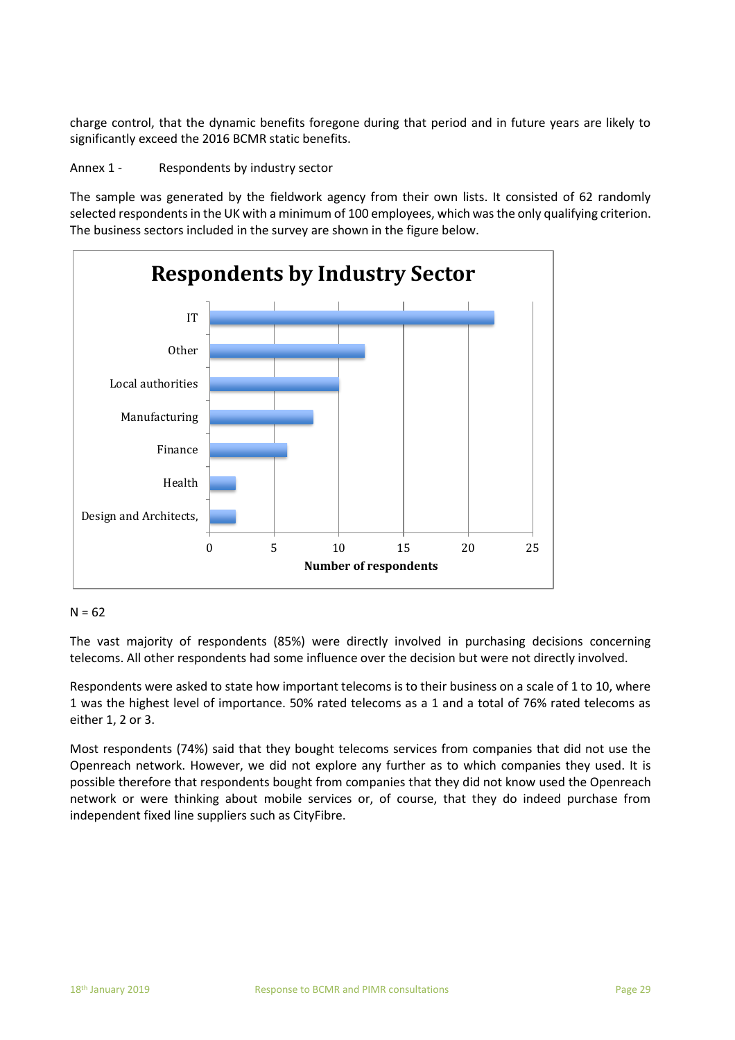charge control, that the dynamic benefits foregone during that period and in future years are likely to significantly exceed the 2016 BCMR static benefits.

Annex 1 - Respondents by industry sector

The sample was generated by the fieldwork agency from their own lists. It consisted of 62 randomly selected respondents in the UK with a minimum of 100 employees, which was the only qualifying criterion. The business sectors included in the survey are shown in the figure below.

**Respondents by Industry Sector**

| Industry sector | Number of respondents |
|---|---|
| IT | 22 |
| Other | 12 |
| Local authorities | 10 |
| Manufacturing | 8 |
| Finance | 6 |
| Health | 2 |
| Design and Architects, | 2 |

N = 62

The vast majority of respondents (85%) were directly involved in purchasing decisions concerning telecoms. All other respondents had some influence over the decision but were not directly involved.

Respondents were asked to state how important telecoms is to their business on a scale of 1 to 10, where 1 was the highest level of importance. 50% rated telecoms as a 1 and a total of 76% rated telecoms as either 1, 2 or 3.

Most respondents (74%) said that they bought telecoms services from companies that did not use the Openreach network. However, we did not explore any further as to which companies they used. It is possible therefore that respondents bought from companies that they did not know used the Openreach network or were thinking about mobile services or, of course, that they do indeed purchase from independent fixed line suppliers such as CityFibre.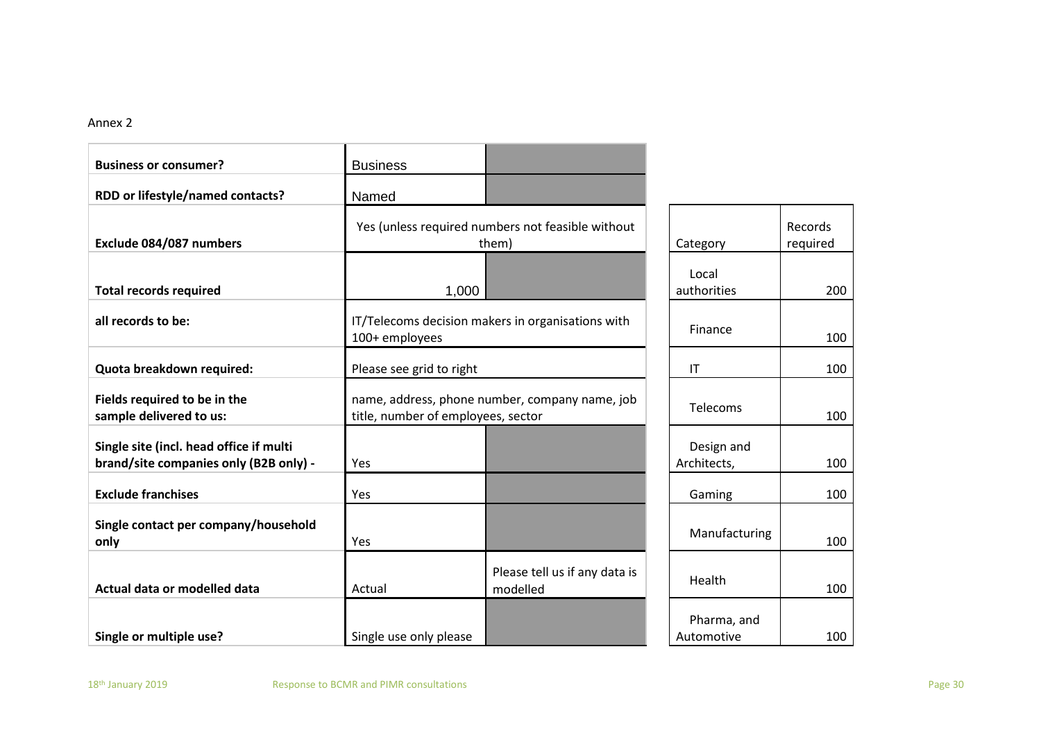Annex 2

| | | |
|---|---|---|
| **Business or consumer?** | Business | |
| **RDD or lifestyle/named contacts?** | Named | |
| **Exclude 084/087 numbers** | Yes (unless required numbers not feasible without them) | |
| **Total records required** | 1,000 | |
| **all records to be:** | IT/Telecoms decision makers in organisations with 100+ employees | |
| **Quota breakdown required:** | Please see grid to right | |
| **Fields required to be in the sample delivered to us:** | name, address, phone number, company name, job title, number of employees, sector | |
| **Single site (incl. head office if multi brand/site companies only (B2B only) -** | Yes | |
| **Exclude franchises** | Yes | |
| **Single contact per company/household only** | Yes | |
| **Actual data or modelled data** | Actual | Please tell us if any data is modelled |
| **Single or multiple use?** | Single use only please | |

| Category | Records required |
|---|---|
| Local authorities | 200 |
| Finance | 100 |
| IT | 100 |
| Telecoms | 100 |
| Design and Architects, | 100 |
| Gaming | 100 |
| Manufacturing | 100 |
| Health | 100 |
| Pharma, and Automotive | 100 |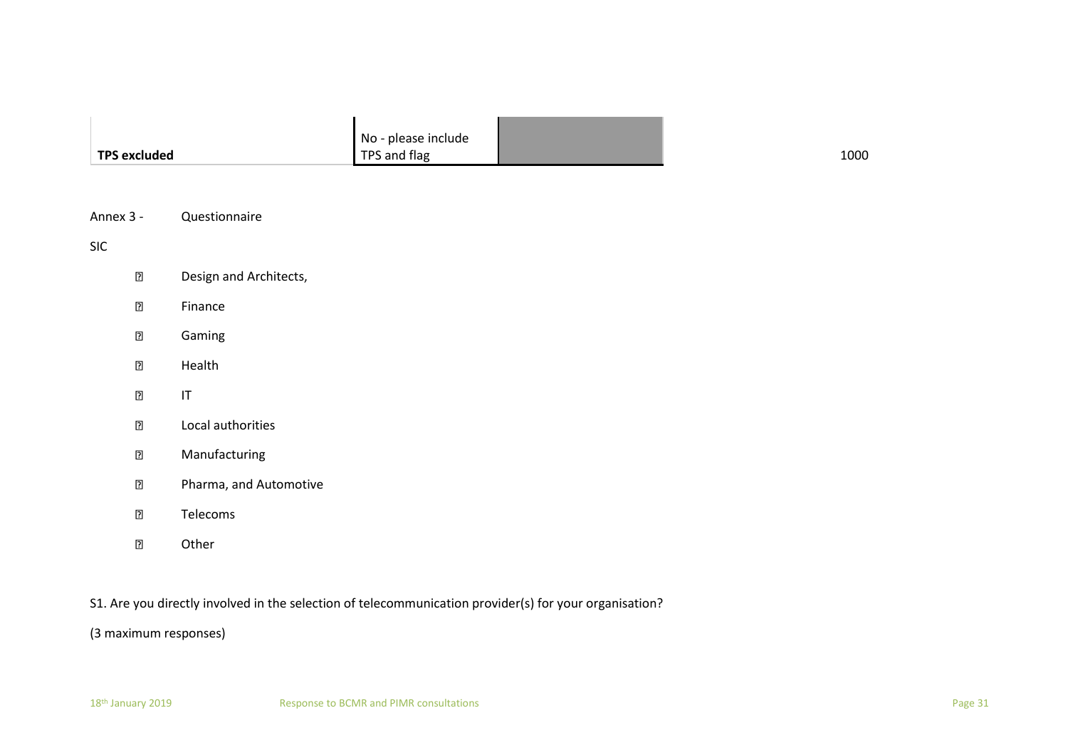| TPS excluded | No - please include TPS and flag | | 1000 |
|---|---|---|---|

Annex 3 - Questionnaire

SIC

- Design and Architects,
- Finance
- Gaming
- Health
- IT
- Local authorities
- Manufacturing
- Pharma, and Automotive
- Telecoms
- Other

S1. Are you directly involved in the selection of telecommunication provider(s) for your organisation?

(3 maximum responses)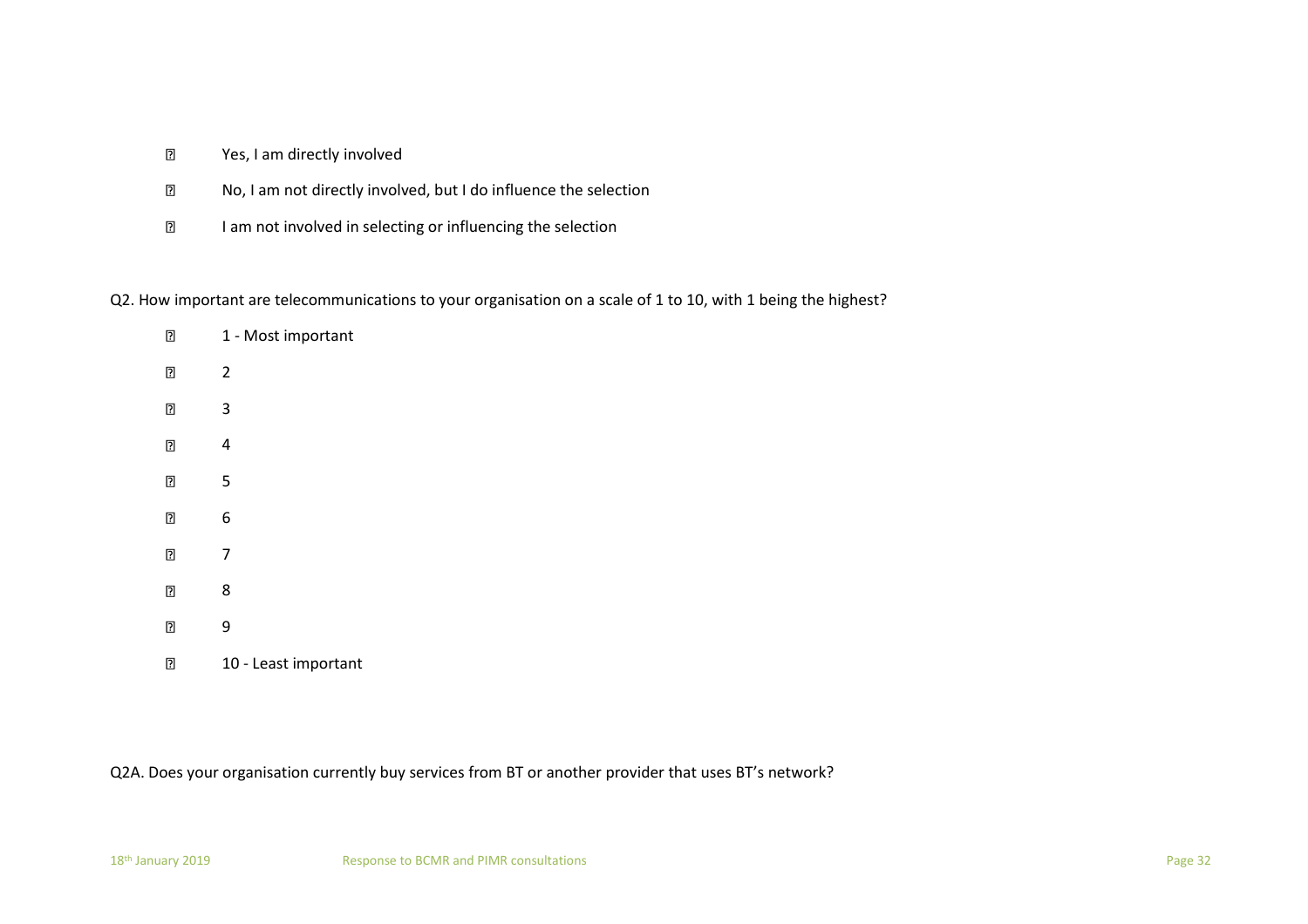- Yes, I am directly involved
- No, I am not directly involved, but I do influence the selection
- I am not involved in selecting or influencing the selection

Q2. How important are telecommunications to your organisation on a scale of 1 to 10, with 1 being the highest?

- 1 - Most important
- 2
- 3
- 4
- 5
- 6
- 7
- 8
- 9
- 10 - Least important

Q2A. Does your organisation currently buy services from BT or another provider that uses BT's network?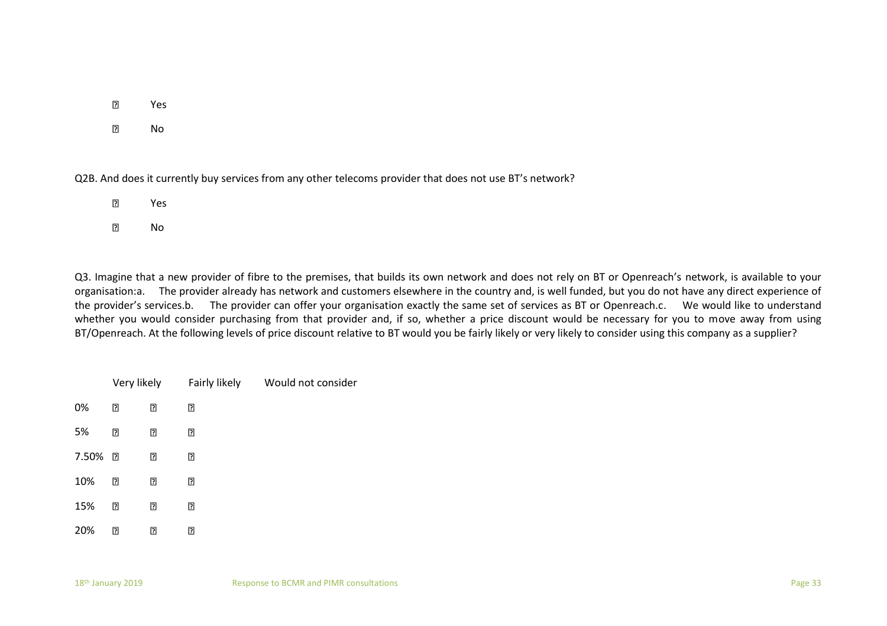- Yes
- No

Q2B. And does it currently buy services from any other telecoms provider that does not use BT's network?

- Yes
- No

Q3. Imagine that a new provider of fibre to the premises, that builds its own network and does not rely on BT or Openreach's network, is available to your organisation:a. The provider already has network and customers elsewhere in the country and, is well funded, but you do not have any direct experience of the provider's services.b. The provider can offer your organisation exactly the same set of services as BT or Openreach.c. We would like to understand whether you would consider purchasing from that provider and, if so, whether a price discount would be necessary for you to move away from using BT/Openreach. At the following levels of price discount relative to BT would you be fairly likely or very likely to consider using this company as a supplier?

| | Very likely | Fairly likely | Would not consider |
|---|---|---|---|
| 0% | ☐ | ☐ | ☐ |
| 5% | ☐ | ☐ | ☐ |
| 7.50% | ☐ | ☐ | ☐ |
| 10% | ☐ | ☐ | ☐ |
| 15% | ☐ | ☐ | ☐ |
| 20% | ☐ | ☐ | ☐ |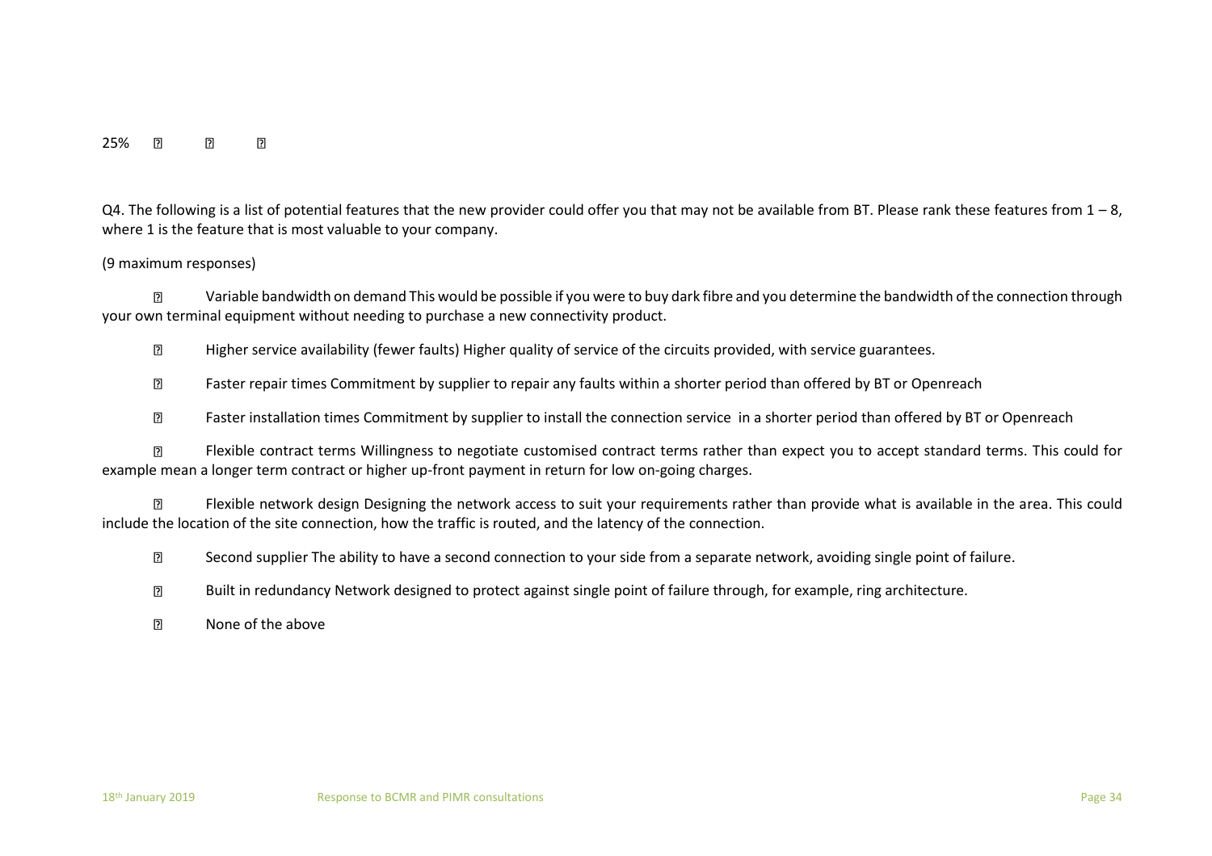25% ☐ ☐ ☐

Q4. The following is a list of potential features that the new provider could offer you that may not be available from BT. Please rank these features from 1 – 8, where 1 is the feature that is most valuable to your company.

(9 maximum responses)

- ☐ Variable bandwidth on demand This would be possible if you were to buy dark fibre and you determine the bandwidth of the connection through your own terminal equipment without needing to purchase a new connectivity product.
- ☐ Higher service availability (fewer faults) Higher quality of service of the circuits provided, with service guarantees.
- ☐ Faster repair times Commitment by supplier to repair any faults within a shorter period than offered by BT or Openreach
- ☐ Faster installation times Commitment by supplier to install the connection service in a shorter period than offered by BT or Openreach
- ☐ Flexible contract terms Willingness to negotiate customised contract terms rather than expect you to accept standard terms. This could for example mean a longer term contract or higher up-front payment in return for low on-going charges.
- ☐ Flexible network design Designing the network access to suit your requirements rather than provide what is available in the area. This could include the location of the site connection, how the traffic is routed, and the latency of the connection.
- ☐ Second supplier The ability to have a second connection to your side from a separate network, avoiding single point of failure.
- ☐ Built in redundancy Network designed to protect against single point of failure through, for example, ring architecture.
- ☐ None of the above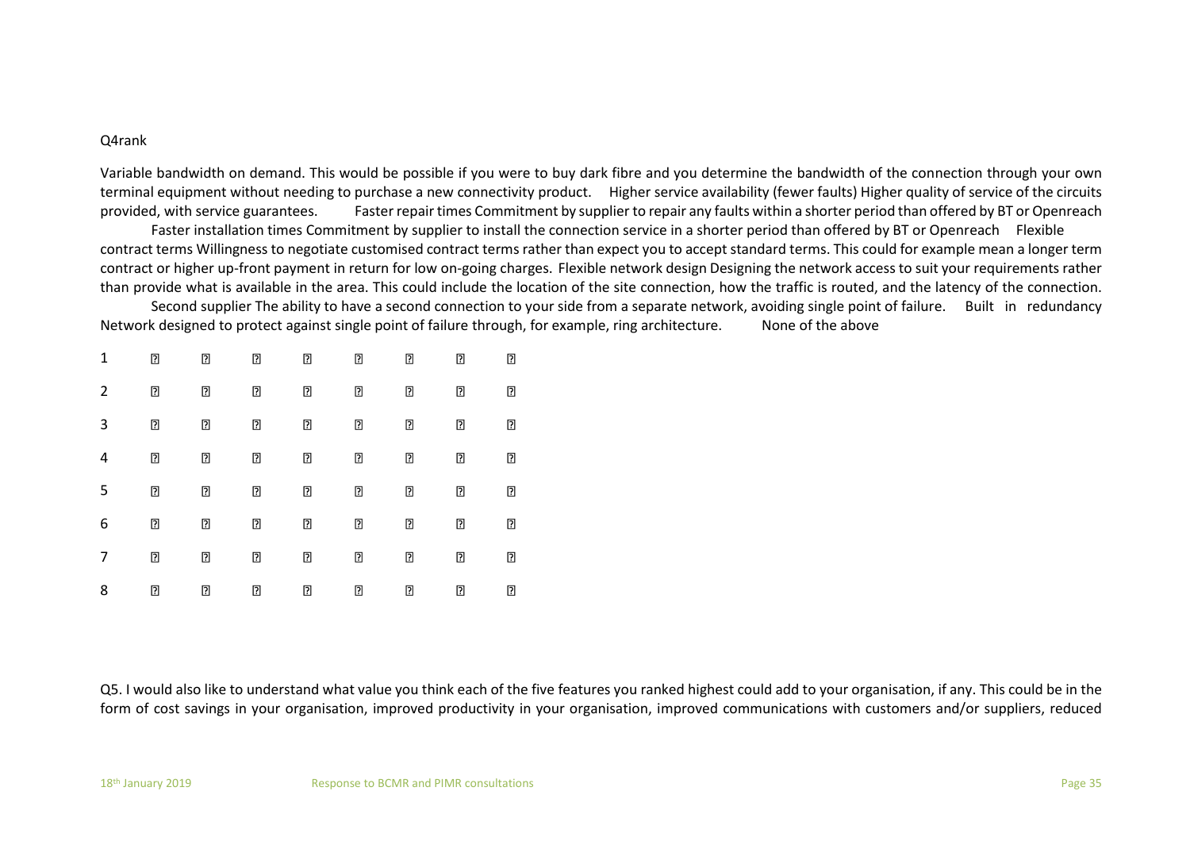Q4rank

Variable bandwidth on demand. This would be possible if you were to buy dark fibre and you determine the bandwidth of the connection through your own terminal equipment without needing to purchase a new connectivity product. Higher service availability (fewer faults) Higher quality of service of the circuits provided, with service guarantees. Faster repair times Commitment by supplier to repair any faults within a shorter period than offered by BT or Openreach Faster installation times Commitment by supplier to install the connection service in a shorter period than offered by BT or Openreach Flexible contract terms Willingness to negotiate customised contract terms rather than expect you to accept standard terms. This could for example mean a longer term contract or higher up-front payment in return for low on-going charges. Flexible network design Designing the network access to suit your requirements rather than provide what is available in the area. This could include the location of the site connection, how the traffic is routed, and the latency of the connection. Second supplier The ability to have a second connection to your side from a separate network, avoiding single point of failure. Built in redundancy Network designed to protect against single point of failure through, for example, ring architecture. None of the above

| | | | | | | | | |
|---|---|---|---|---|---|---|---|---|
| 1 | ☐ | ☐ | ☐ | ☐ | ☐ | ☐ | ☐ | ☐ |
| 2 | ☐ | ☐ | ☐ | ☐ | ☐ | ☐ | ☐ | ☐ |
| 3 | ☐ | ☐ | ☐ | ☐ | ☐ | ☐ | ☐ | ☐ |
| 4 | ☐ | ☐ | ☐ | ☐ | ☐ | ☐ | ☐ | ☐ |
| 5 | ☐ | ☐ | ☐ | ☐ | ☐ | ☐ | ☐ | ☐ |
| 6 | ☐ | ☐ | ☐ | ☐ | ☐ | ☐ | ☐ | ☐ |
| 7 | ☐ | ☐ | ☐ | ☐ | ☐ | ☐ | ☐ | ☐ |
| 8 | ☐ | ☐ | ☐ | ☐ | ☐ | ☐ | ☐ | ☐ |

Q5. I would also like to understand what value you think each of the five features you ranked highest could add to your organisation, if any. This could be in the form of cost savings in your organisation, improved productivity in your organisation, improved communications with customers and/or suppliers, reduced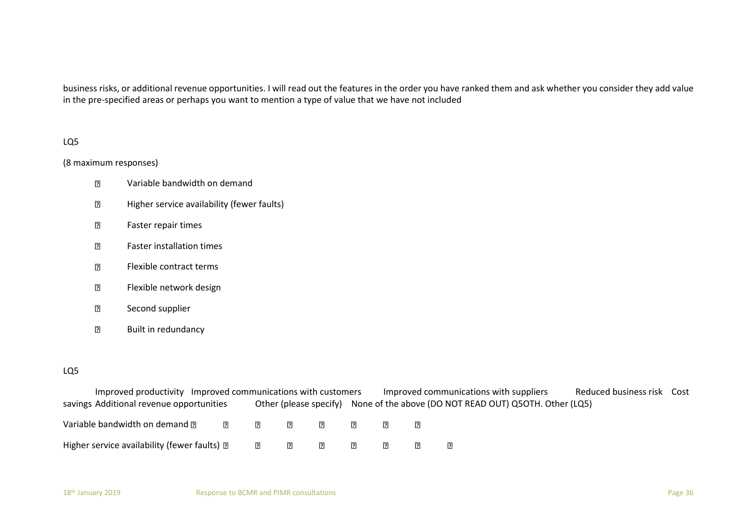business risks, or additional revenue opportunities. I will read out the features in the order you have ranked them and ask whether you consider they add value in the pre-specified areas or perhaps you want to mention a type of value that we have not included

LQ5

(8 maximum responses)

- Variable bandwidth on demand
- Higher service availability (fewer faults)
- Faster repair times
- Faster installation times
- Flexible contract terms
- Flexible network design
- Second supplier
- Built in redundancy

LQ5

Improved productivity Improved communications with customers Improved communications with suppliers Reduced business risk Cost savings Additional revenue opportunities Other (please specify) None of the above (DO NOT READ OUT) Q5OTH. Other (LQ5)

Variable bandwidth on demand ☐ ☐ ☐ ☐ ☐ ☐ ☐ ☐

Higher service availability (fewer faults) ☐ ☐ ☐ ☐ ☐ ☐ ☐ ☐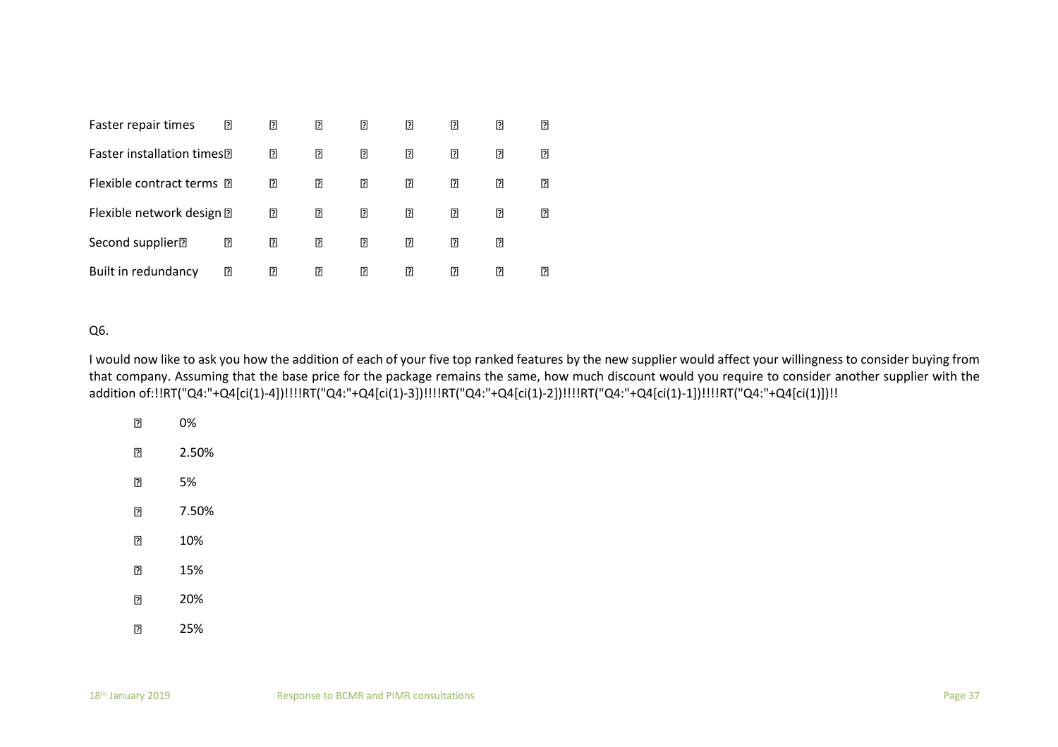| Faster repair times | ◻ | ◻ | ◻ | ◻ | ◻ | ◻ | ◻ | ◻ |
|---|---|---|---|---|---|---|---|---|
| Faster installation times◻ | | ◻ | ◻ | ◻ | ◻ | ◻ | ◻ | ◻ |
| Flexible contract terms ◻ | | ◻ | ◻ | ◻ | ◻ | ◻ | ◻ | ◻ |
| Flexible network design ◻ | | ◻ | ◻ | ◻ | ◻ | ◻ | ◻ | ◻ |
| Second supplier◻ | ◻ | ◻ | ◻ | ◻ | ◻ | ◻ | ◻ | |
| Built in redundancy | ◻ | ◻ | ◻ | ◻ | ◻ | ◻ | ◻ | ◻ |

Q6.

I would now like to ask you how the addition of each of your five top ranked features by the new supplier would affect your willingness to consider buying from that company. Assuming that the base price for the package remains the same, how much discount would you require to consider another supplier with the addition of:!!RT("Q4:"+Q4[ci(1)-4])!!!!RT("Q4:"+Q4[ci(1)-3])!!!!RT("Q4:"+Q4[ci(1)-2])!!!!RT("Q4:"+Q4[ci(1)-1])!!!!RT("Q4:"+Q4[ci(1)])!!

◻ 0%

◻ 2.50%

◻ 5%

◻ 7.50%

◻ 10%

◻ 15%

◻ 20%

◻ 25%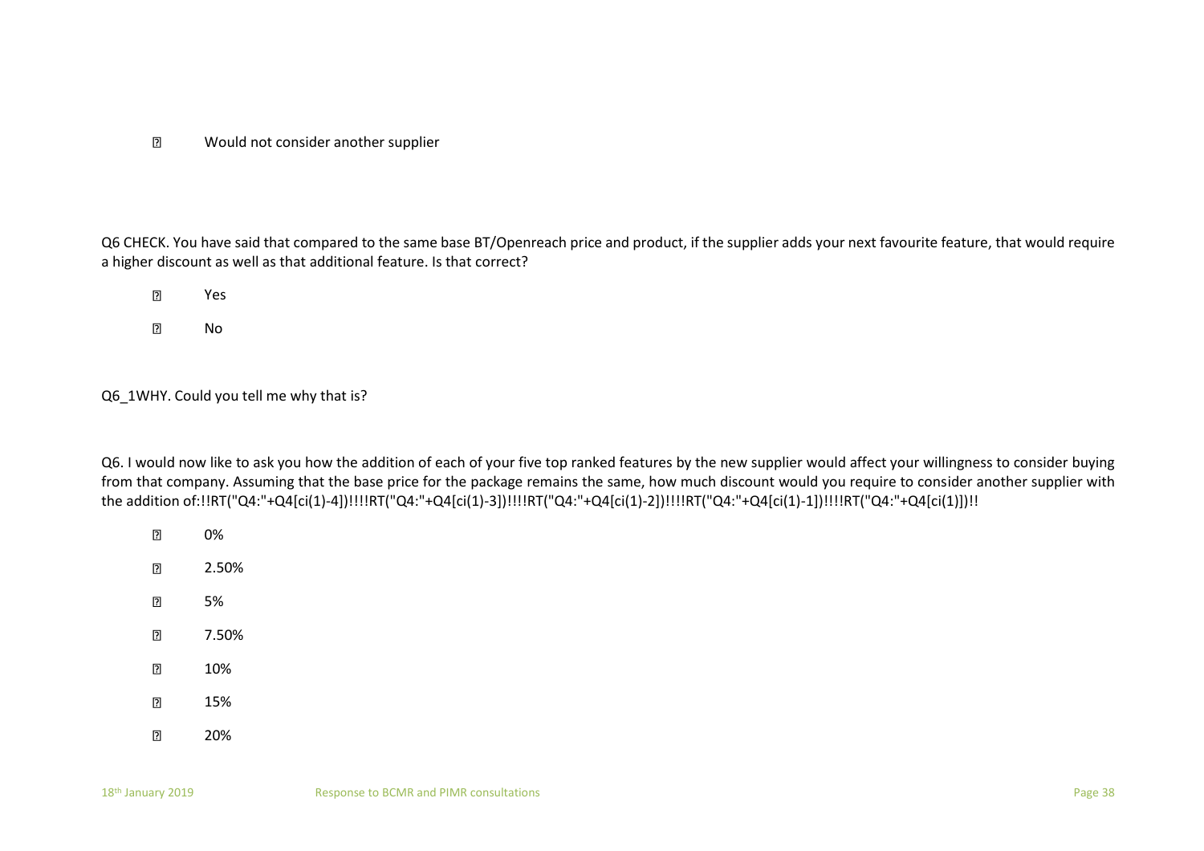- Would not consider another supplier

Q6 CHECK. You have said that compared to the same base BT/Openreach price and product, if the supplier adds your next favourite feature, that would require a higher discount as well as that additional feature. Is that correct?

- Yes
- No

Q6_1WHY. Could you tell me why that is?

Q6. I would now like to ask you how the addition of each of your five top ranked features by the new supplier would affect your willingness to consider buying from that company. Assuming that the base price for the package remains the same, how much discount would you require to consider another supplier with the addition of:!!RT("Q4:"+Q4[ci(1)-4])!!!!RT("Q4:"+Q4[ci(1)-3])!!!!RT("Q4:"+Q4[ci(1)-2])!!!!RT("Q4:"+Q4[ci(1)-1])!!!!RT("Q4:"+Q4[ci(1)])!!

- 0%
- 2.50%
- 5%
- 7.50%
- 10%
- 15%
- 20%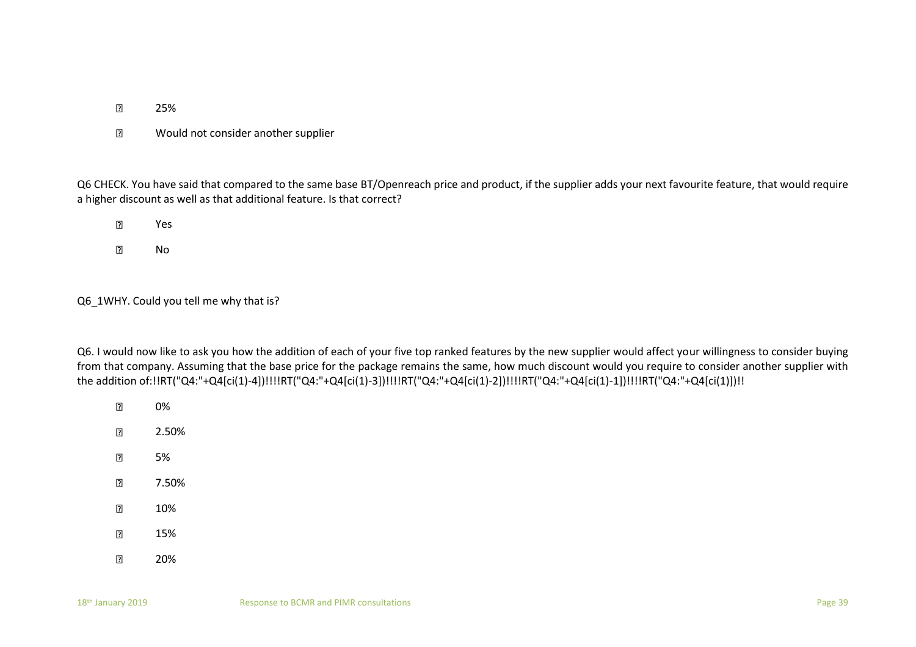- 25%
- Would not consider another supplier

Q6 CHECK. You have said that compared to the same base BT/Openreach price and product, if the supplier adds your next favourite feature, that would require a higher discount as well as that additional feature. Is that correct?

- Yes
- No

Q6_1WHY. Could you tell me why that is?

Q6. I would now like to ask you how the addition of each of your five top ranked features by the new supplier would affect your willingness to consider buying from that company. Assuming that the base price for the package remains the same, how much discount would you require to consider another supplier with the addition of:!!RT("Q4:"+Q4[ci(1)-4])!!!!RT("Q4:"+Q4[ci(1)-3])!!!!RT("Q4:"+Q4[ci(1)-2])!!!!RT("Q4:"+Q4[ci(1)-1])!!!!RT("Q4:"+Q4[ci(1)])!!

- 0%
- 2.50%
- 5%
- 7.50%
- 10%
- 15%
- 20%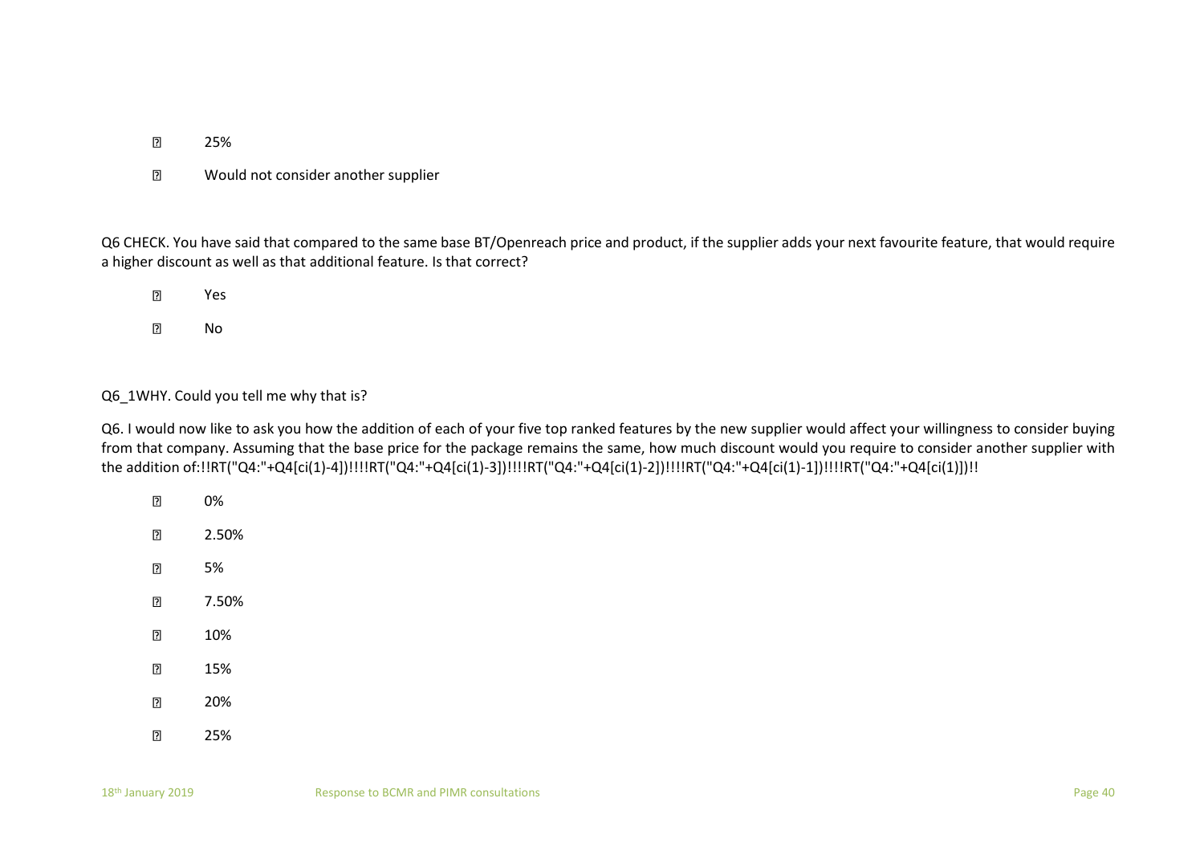- 25%
- Would not consider another supplier

Q6 CHECK. You have said that compared to the same base BT/Openreach price and product, if the supplier adds your next favourite feature, that would require a higher discount as well as that additional feature. Is that correct?

- Yes
- No

Q6_1WHY. Could you tell me why that is?

Q6. I would now like to ask you how the addition of each of your five top ranked features by the new supplier would affect your willingness to consider buying from that company. Assuming that the base price for the package remains the same, how much discount would you require to consider another supplier with the addition of:!!RT("Q4:"+Q4[ci(1)-4])!!!!RT("Q4:"+Q4[ci(1)-3])!!!!RT("Q4:"+Q4[ci(1)-2])!!!!RT("Q4:"+Q4[ci(1)-1])!!!!RT("Q4:"+Q4[ci(1)])!!

- 0%
- 2.50%
- 5%
- 7.50%
- 10%
- 15%
- 20%
- 25%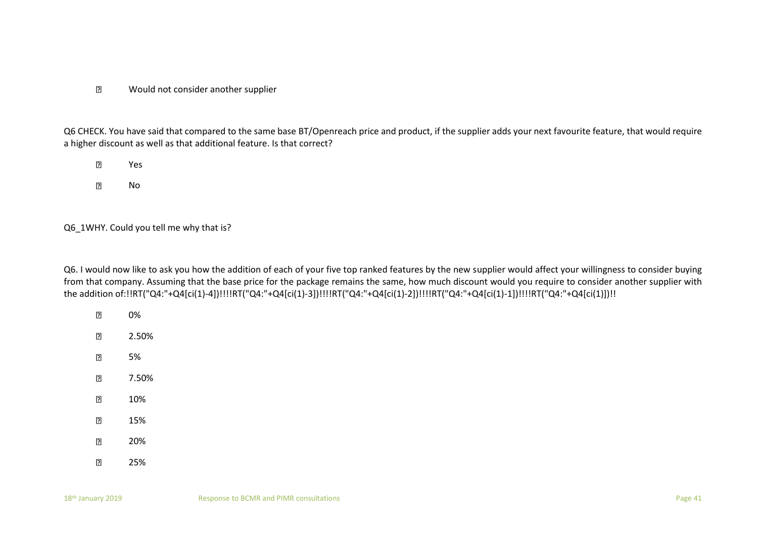- Would not consider another supplier

Q6 CHECK. You have said that compared to the same base BT/Openreach price and product, if the supplier adds your next favourite feature, that would require a higher discount as well as that additional feature. Is that correct?

- Yes
- No

Q6_1WHY. Could you tell me why that is?

Q6. I would now like to ask you how the addition of each of your five top ranked features by the new supplier would affect your willingness to consider buying from that company. Assuming that the base price for the package remains the same, how much discount would you require to consider another supplier with the addition of:!!RT("Q4:"+Q4[ci(1)-4])!!!!RT("Q4:"+Q4[ci(1)-3])!!!!RT("Q4:"+Q4[ci(1)-2])!!!!RT("Q4:"+Q4[ci(1)-1])!!!!RT("Q4:"+Q4[ci(1)])!!

- 0%
- 2.50%
- 5%
- 7.50%
- 10%
- 15%
- 20%
- 25%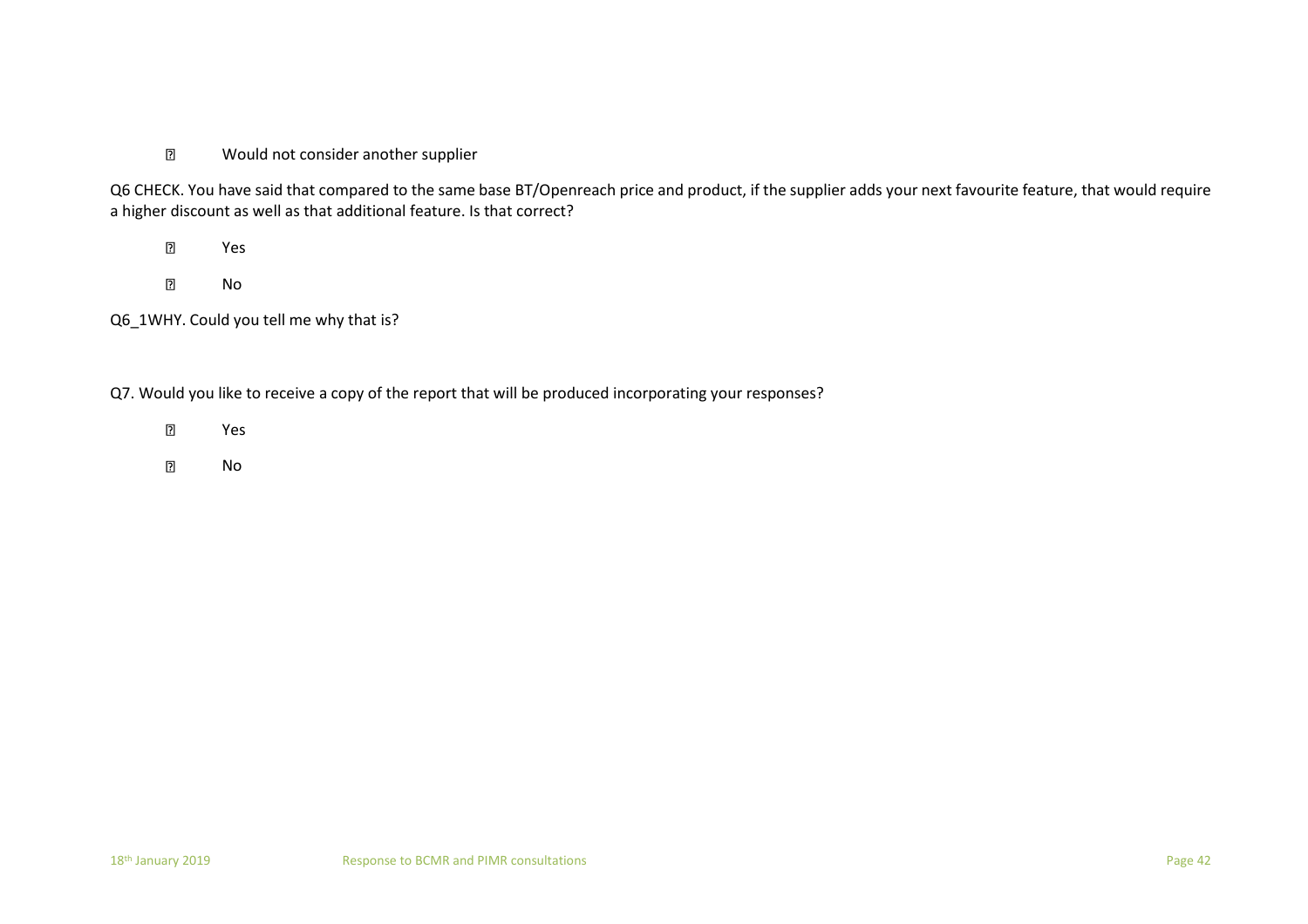- Would not consider another supplier

Q6 CHECK. You have said that compared to the same base BT/Openreach price and product, if the supplier adds your next favourite feature, that would require a higher discount as well as that additional feature. Is that correct?

- Yes
- No

Q6_1WHY. Could you tell me why that is?

Q7. Would you like to receive a copy of the report that will be produced incorporating your responses?

- Yes
- No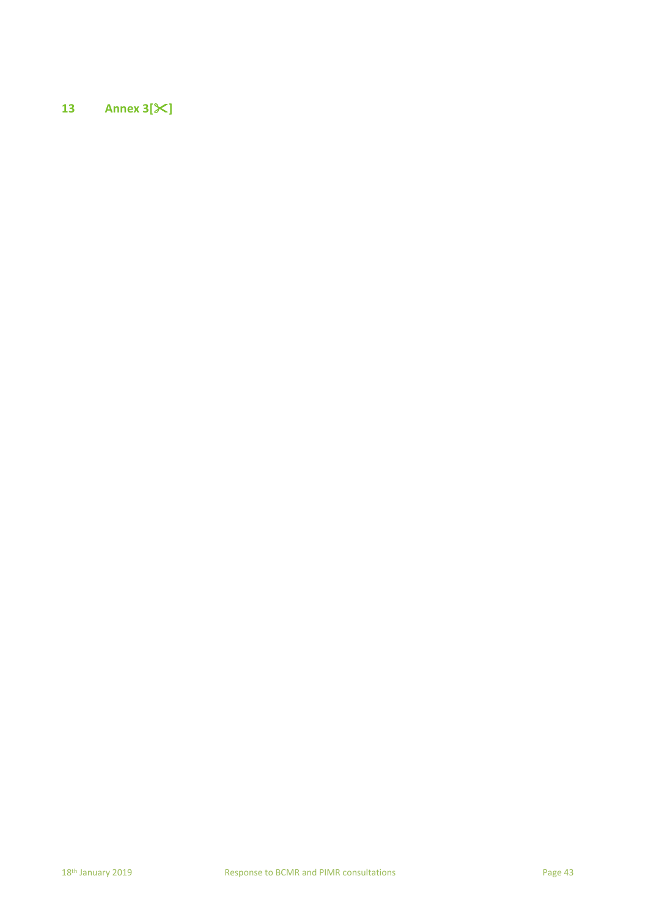# 13 Annex 3[✂]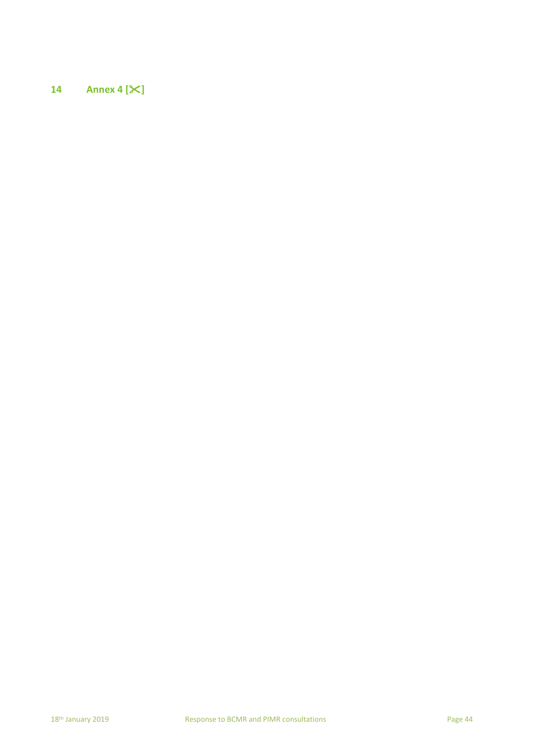## 14 Annex 4 [✂]